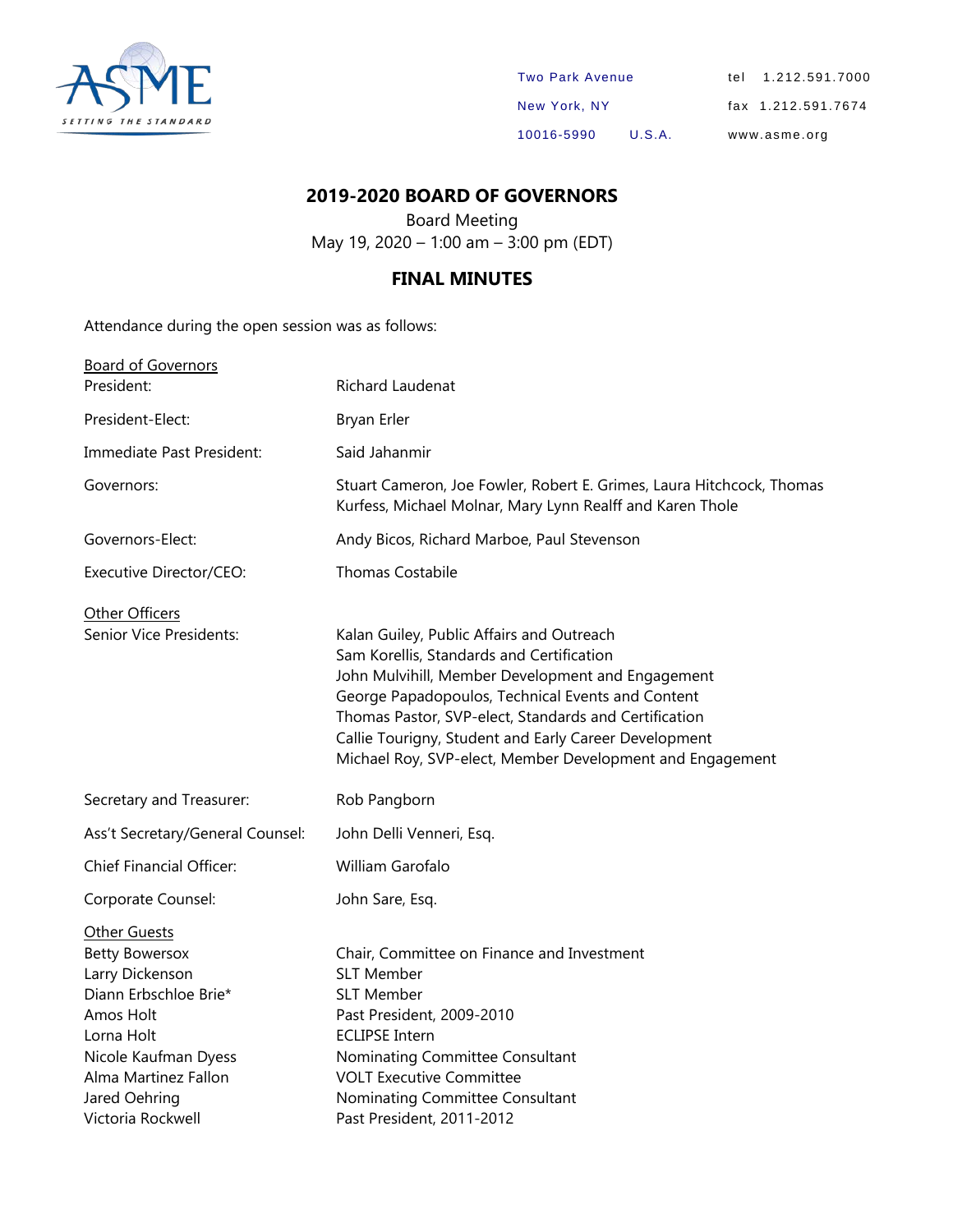ASME SETTING THE STANDARD

Two Park Avenue
New York, NY
10016-5990 U.S.A.

tel 1.212.591.7000
fax 1.212.591.7674
www.asme.org

## 2019-2020 BOARD OF GOVERNORS

Board Meeting
May 19, 2020 – 1:00 am – 3:00 pm (EDT)

## FINAL MINUTES

Attendance during the open session was as follows:

| | |
|---|---|
| Board of Governors | |
| President: | Richard Laudenat |
| President-Elect: | Bryan Erler |
| Immediate Past President: | Said Jahanmir |
| Governors: | Stuart Cameron, Joe Fowler, Robert E. Grimes, Laura Hitchcock, Thomas Kurfess, Michael Molnar, Mary Lynn Realff and Karen Thole |
| Governors-Elect: | Andy Bicos, Richard Marboe, Paul Stevenson |
| Executive Director/CEO: | Thomas Costabile |
| Other Officers | |
| Senior Vice Presidents: | Kalan Guiley, Public Affairs and Outreach<br>Sam Korellis, Standards and Certification<br>John Mulvihill, Member Development and Engagement<br>George Papadopoulos, Technical Events and Content<br>Thomas Pastor, SVP-elect, Standards and Certification<br>Callie Tourigny, Student and Early Career Development<br>Michael Roy, SVP-elect, Member Development and Engagement |
| Secretary and Treasurer: | Rob Pangborn |
| Ass't Secretary/General Counsel: | John Delli Venneri, Esq. |
| Chief Financial Officer: | William Garofalo |
| Corporate Counsel: | John Sare, Esq. |
| Other Guests | |
| Betty Bowersox | Chair, Committee on Finance and Investment |
| Larry Dickenson | SLT Member |
| Diann Erbschloe Brie* | SLT Member |
| Amos Holt | Past President, 2009-2010 |
| Lorna Holt | ECLIPSE Intern |
| Nicole Kaufman Dyess | Nominating Committee Consultant |
| Alma Martinez Fallon | VOLT Executive Committee |
| Jared Oehring | Nominating Committee Consultant |
| Victoria Rockwell | Past President, 2011-2012 |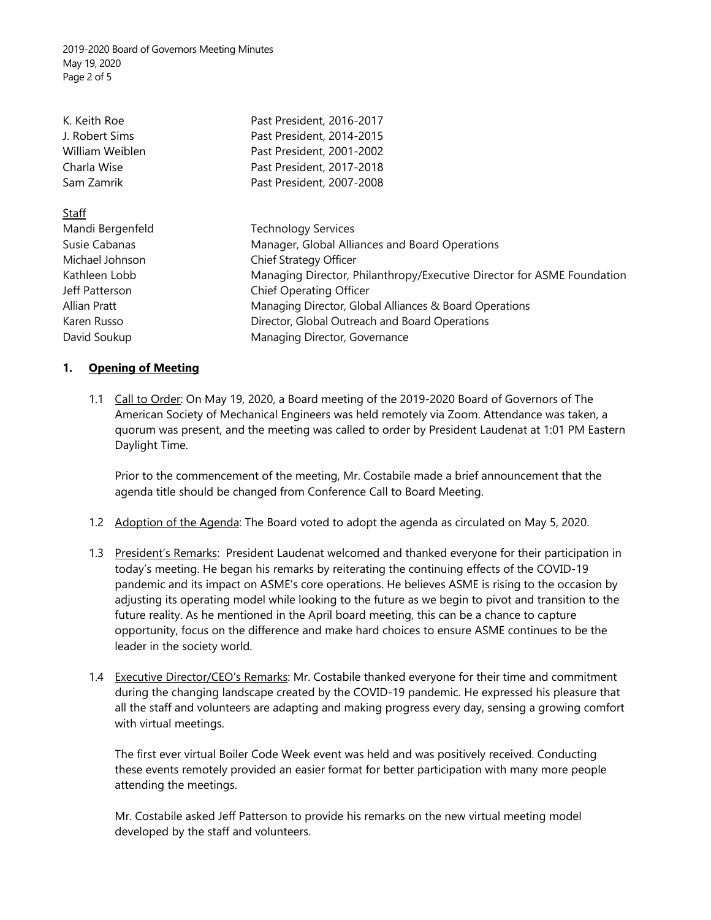| | |
|---|---|
| K. Keith Roe | Past President, 2016-2017 |
| J. Robert Sims | Past President, 2014-2015 |
| William Weiblen | Past President, 2001-2002 |
| Charla Wise | Past President, 2017-2018 |
| Sam Zamrik | Past President, 2007-2008 |

Staff

| | |
|---|---|
| Mandi Bergenfeld | Technology Services |
| Susie Cabanas | Manager, Global Alliances and Board Operations |
| Michael Johnson | Chief Strategy Officer |
| Kathleen Lobb | Managing Director, Philanthropy/Executive Director for ASME Foundation |
| Jeff Patterson | Chief Operating Officer |
| Allian Pratt | Managing Director, Global Alliances & Board Operations |
| Karen Russo | Director, Global Outreach and Board Operations |
| David Soukup | Managing Director, Governance |

## 1. Opening of Meeting

1.1 Call to Order: On May 19, 2020, a Board meeting of the 2019-2020 Board of Governors of The American Society of Mechanical Engineers was held remotely via Zoom. Attendance was taken, a quorum was present, and the meeting was called to order by President Laudenat at 1:01 PM Eastern Daylight Time.

Prior to the commencement of the meeting, Mr. Costabile made a brief announcement that the agenda title should be changed from Conference Call to Board Meeting.

1.2 Adoption of the Agenda: The Board voted to adopt the agenda as circulated on May 5, 2020.

1.3 President's Remarks: President Laudenat welcomed and thanked everyone for their participation in today's meeting. He began his remarks by reiterating the continuing effects of the COVID-19 pandemic and its impact on ASME's core operations. He believes ASME is rising to the occasion by adjusting its operating model while looking to the future as we begin to pivot and transition to the future reality. As he mentioned in the April board meeting, this can be a chance to capture opportunity, focus on the difference and make hard choices to ensure ASME continues to be the leader in the society world.

1.4 Executive Director/CEO's Remarks: Mr. Costabile thanked everyone for their time and commitment during the changing landscape created by the COVID-19 pandemic. He expressed his pleasure that all the staff and volunteers are adapting and making progress every day, sensing a growing comfort with virtual meetings.

The first ever virtual Boiler Code Week event was held and was positively received. Conducting these events remotely provided an easier format for better participation with many more people attending the meetings.

Mr. Costabile asked Jeff Patterson to provide his remarks on the new virtual meeting model developed by the staff and volunteers.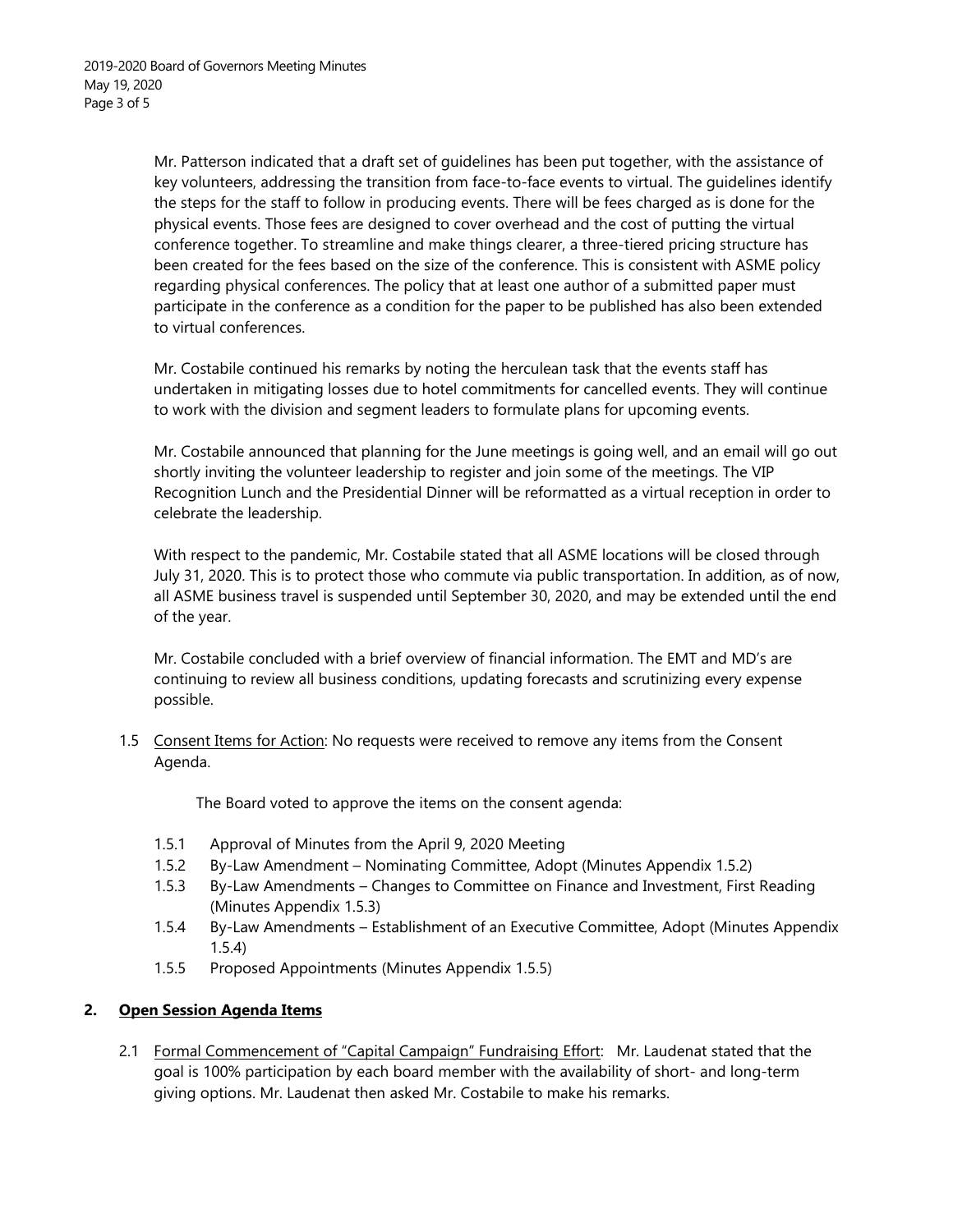Mr. Patterson indicated that a draft set of guidelines has been put together, with the assistance of key volunteers, addressing the transition from face-to-face events to virtual. The guidelines identify the steps for the staff to follow in producing events. There will be fees charged as is done for the physical events. Those fees are designed to cover overhead and the cost of putting the virtual conference together. To streamline and make things clearer, a three-tiered pricing structure has been created for the fees based on the size of the conference. This is consistent with ASME policy regarding physical conferences. The policy that at least one author of a submitted paper must participate in the conference as a condition for the paper to be published has also been extended to virtual conferences.

Mr. Costabile continued his remarks by noting the herculean task that the events staff has undertaken in mitigating losses due to hotel commitments for cancelled events. They will continue to work with the division and segment leaders to formulate plans for upcoming events.

Mr. Costabile announced that planning for the June meetings is going well, and an email will go out shortly inviting the volunteer leadership to register and join some of the meetings. The VIP Recognition Lunch and the Presidential Dinner will be reformatted as a virtual reception in order to celebrate the leadership.

With respect to the pandemic, Mr. Costabile stated that all ASME locations will be closed through July 31, 2020. This is to protect those who commute via public transportation. In addition, as of now, all ASME business travel is suspended until September 30, 2020, and may be extended until the end of the year.

Mr. Costabile concluded with a brief overview of financial information. The EMT and MD's are continuing to review all business conditions, updating forecasts and scrutinizing every expense possible.

1.5 Consent Items for Action: No requests were received to remove any items from the Consent Agenda.

The Board voted to approve the items on the consent agenda:

- 1.5.1 Approval of Minutes from the April 9, 2020 Meeting
- 1.5.2 By-Law Amendment – Nominating Committee, Adopt (Minutes Appendix 1.5.2)
- 1.5.3 By-Law Amendments – Changes to Committee on Finance and Investment, First Reading (Minutes Appendix 1.5.3)
- 1.5.4 By-Law Amendments – Establishment of an Executive Committee, Adopt (Minutes Appendix 1.5.4)
- 1.5.5 Proposed Appointments (Minutes Appendix 1.5.5)

## 2. Open Session Agenda Items

2.1 Formal Commencement of "Capital Campaign" Fundraising Effort: Mr. Laudenat stated that the goal is 100% participation by each board member with the availability of short- and long-term giving options. Mr. Laudenat then asked Mr. Costabile to make his remarks.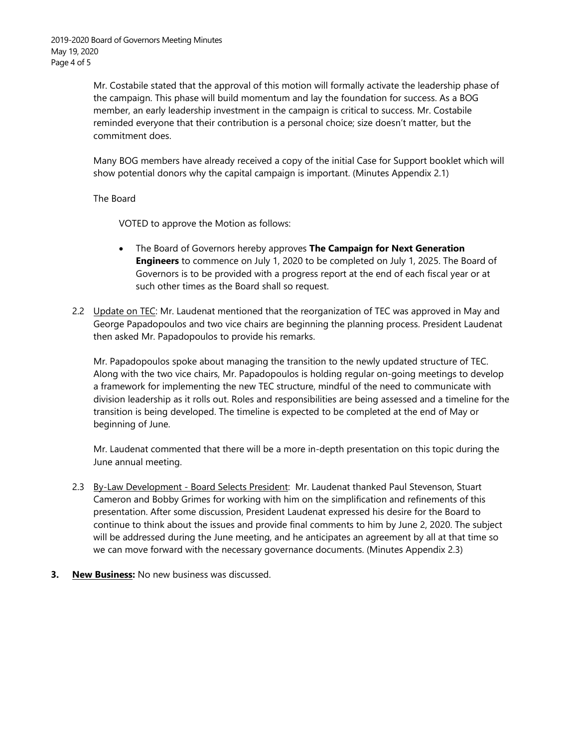Mr. Costabile stated that the approval of this motion will formally activate the leadership phase of the campaign. This phase will build momentum and lay the foundation for success. As a BOG member, an early leadership investment in the campaign is critical to success. Mr. Costabile reminded everyone that their contribution is a personal choice; size doesn't matter, but the commitment does.

Many BOG members have already received a copy of the initial Case for Support booklet which will show potential donors why the capital campaign is important. (Minutes Appendix 2.1)

The Board

VOTED to approve the Motion as follows:

- The Board of Governors hereby approves **The Campaign for Next Generation Engineers** to commence on July 1, 2020 to be completed on July 1, 2025. The Board of Governors is to be provided with a progress report at the end of each fiscal year or at such other times as the Board shall so request.

2.2 Update on TEC: Mr. Laudenat mentioned that the reorganization of TEC was approved in May and George Papadopoulos and two vice chairs are beginning the planning process. President Laudenat then asked Mr. Papadopoulos to provide his remarks.

Mr. Papadopoulos spoke about managing the transition to the newly updated structure of TEC. Along with the two vice chairs, Mr. Papadopoulos is holding regular on-going meetings to develop a framework for implementing the new TEC structure, mindful of the need to communicate with division leadership as it rolls out. Roles and responsibilities are being assessed and a timeline for the transition is being developed. The timeline is expected to be completed at the end of May or beginning of June.

Mr. Laudenat commented that there will be a more in-depth presentation on this topic during the June annual meeting.

2.3 By-Law Development - Board Selects President: Mr. Laudenat thanked Paul Stevenson, Stuart Cameron and Bobby Grimes for working with him on the simplification and refinements of this presentation. After some discussion, President Laudenat expressed his desire for the Board to continue to think about the issues and provide final comments to him by June 2, 2020. The subject will be addressed during the June meeting, and he anticipates an agreement by all at that time so we can move forward with the necessary governance documents. (Minutes Appendix 2.3)

**3. New Business:** No new business was discussed.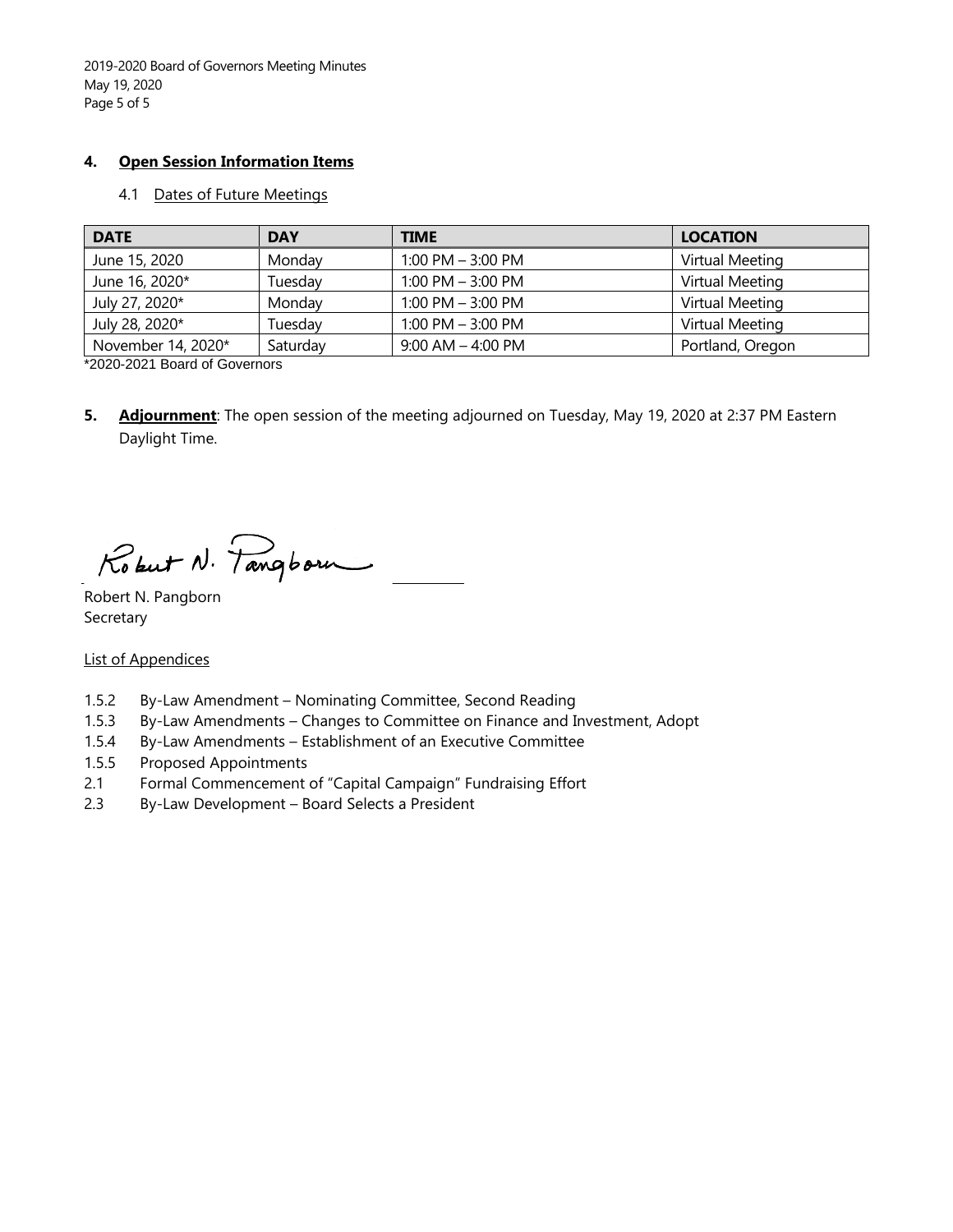**4. Open Session Information Items**

4.1 Dates of Future Meetings

| DATE | DAY | TIME | LOCATION |
|---|---|---|---|
| June 15, 2020 | Monday | 1:00 PM – 3:00 PM | Virtual Meeting |
| June 16, 2020* | Tuesday | 1:00 PM – 3:00 PM | Virtual Meeting |
| July 27, 2020* | Monday | 1:00 PM – 3:00 PM | Virtual Meeting |
| July 28, 2020* | Tuesday | 1:00 PM – 3:00 PM | Virtual Meeting |
| November 14, 2020* | Saturday | 9:00 AM – 4:00 PM | Portland, Oregon |

*2020-2021 Board of Governors

**5. Adjournment**: The open session of the meeting adjourned on Tuesday, May 19, 2020 at 2:37 PM Eastern Daylight Time.

Robert N. Pangborn
Secretary

List of Appendices

- 1.5.2 By-Law Amendment – Nominating Committee, Second Reading
- 1.5.3 By-Law Amendments – Changes to Committee on Finance and Investment, Adopt
- 1.5.4 By-Law Amendments – Establishment of an Executive Committee
- 1.5.5 Proposed Appointments
- 2.1 Formal Commencement of "Capital Campaign" Fundraising Effort
- 2.3 By-Law Development – Board Selects a President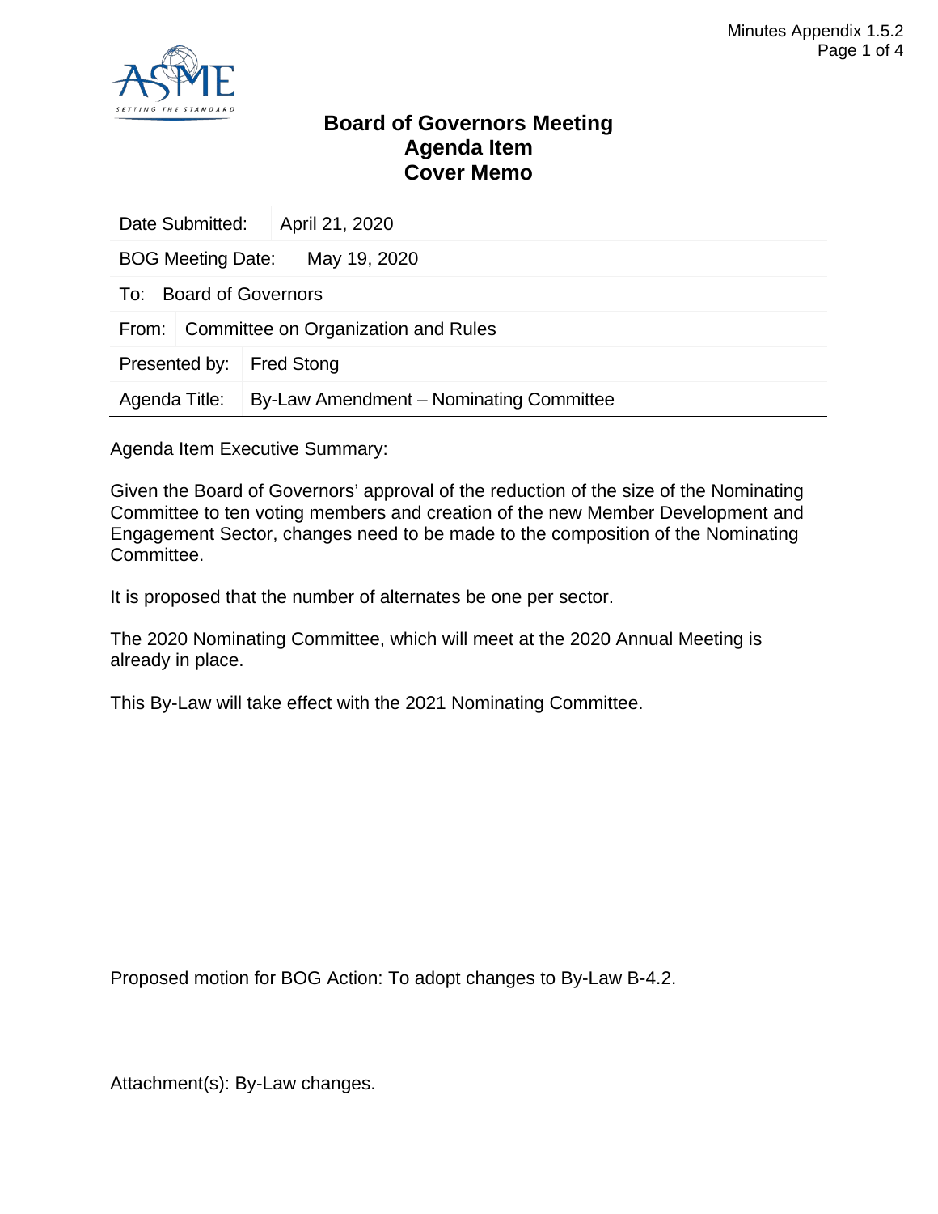# Board of Governors Meeting Agenda Item Cover Memo

| | |
|---|---|
| Date Submitted: | April 21, 2020 |
| BOG Meeting Date: | May 19, 2020 |
| To: | Board of Governors |
| From: | Committee on Organization and Rules |
| Presented by: | Fred Stong |
| Agenda Title: | By-Law Amendment – Nominating Committee |

Agenda Item Executive Summary:

Given the Board of Governors' approval of the reduction of the size of the Nominating Committee to ten voting members and creation of the new Member Development and Engagement Sector, changes need to be made to the composition of the Nominating Committee.

It is proposed that the number of alternates be one per sector.

The 2020 Nominating Committee, which will meet at the 2020 Annual Meeting is already in place.

This By-Law will take effect with the 2021 Nominating Committee.

Proposed motion for BOG Action: To adopt changes to By-Law B-4.2.

Attachment(s): By-Law changes.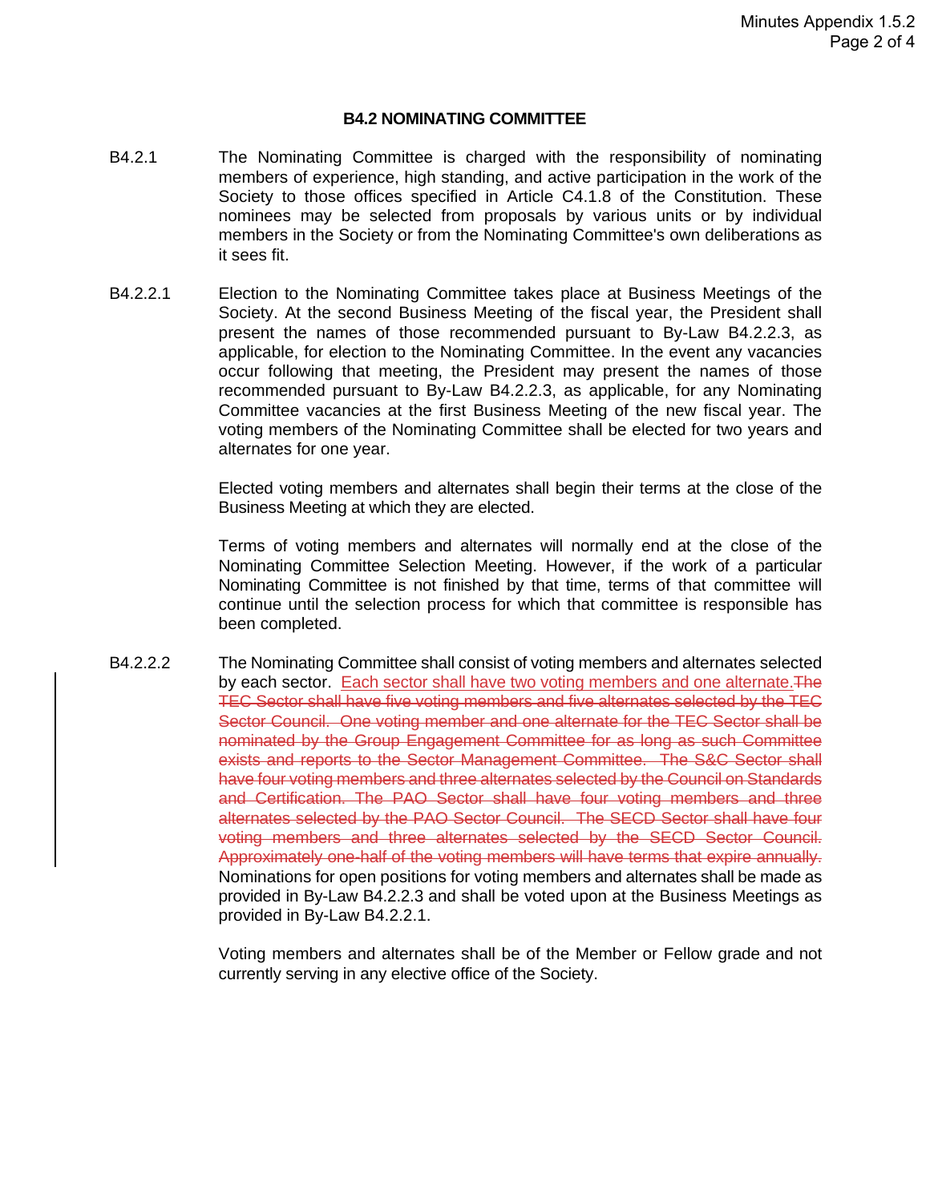### B4.2 NOMINATING COMMITTEE

B4.2.1 The Nominating Committee is charged with the responsibility of nominating members of experience, high standing, and active participation in the work of the Society to those offices specified in Article C4.1.8 of the Constitution. These nominees may be selected from proposals by various units or by individual members in the Society or from the Nominating Committee's own deliberations as it sees fit.

B4.2.2.1 Election to the Nominating Committee takes place at Business Meetings of the Society. At the second Business Meeting of the fiscal year, the President shall present the names of those recommended pursuant to By-Law B4.2.2.3, as applicable, for election to the Nominating Committee. In the event any vacancies occur following that meeting, the President may present the names of those recommended pursuant to By-Law B4.2.2.3, as applicable, for any Nominating Committee vacancies at the first Business Meeting of the new fiscal year. The voting members of the Nominating Committee shall be elected for two years and alternates for one year.

Elected voting members and alternates shall begin their terms at the close of the Business Meeting at which they are elected.

Terms of voting members and alternates will normally end at the close of the Nominating Committee Selection Meeting. However, if the work of a particular Nominating Committee is not finished by that time, terms of that committee will continue until the selection process for which that committee is responsible has been completed.

B4.2.2.2 The Nominating Committee shall consist of voting members and alternates selected by each sector. Each sector shall have two voting members and one alternate.~~The TEC Sector shall have five voting members and five alternates selected by the TEC Sector Council. One voting member and one alternate for the TEC Sector shall be nominated by the Group Engagement Committee for as long as such Committee exists and reports to the Sector Management Committee. The S&C Sector shall have four voting members and three alternates selected by the Council on Standards and Certification. The PAO Sector shall have four voting members and three alternates selected by the PAO Sector Council. The SECD Sector shall have four voting members and three alternates selected by the SECD Sector Council. Approximately one-half of the voting members will have terms that expire annually.~~ Nominations for open positions for voting members and alternates shall be made as provided in By-Law B4.2.2.3 and shall be voted upon at the Business Meetings as provided in By-Law B4.2.2.1.

Voting members and alternates shall be of the Member or Fellow grade and not currently serving in any elective office of the Society.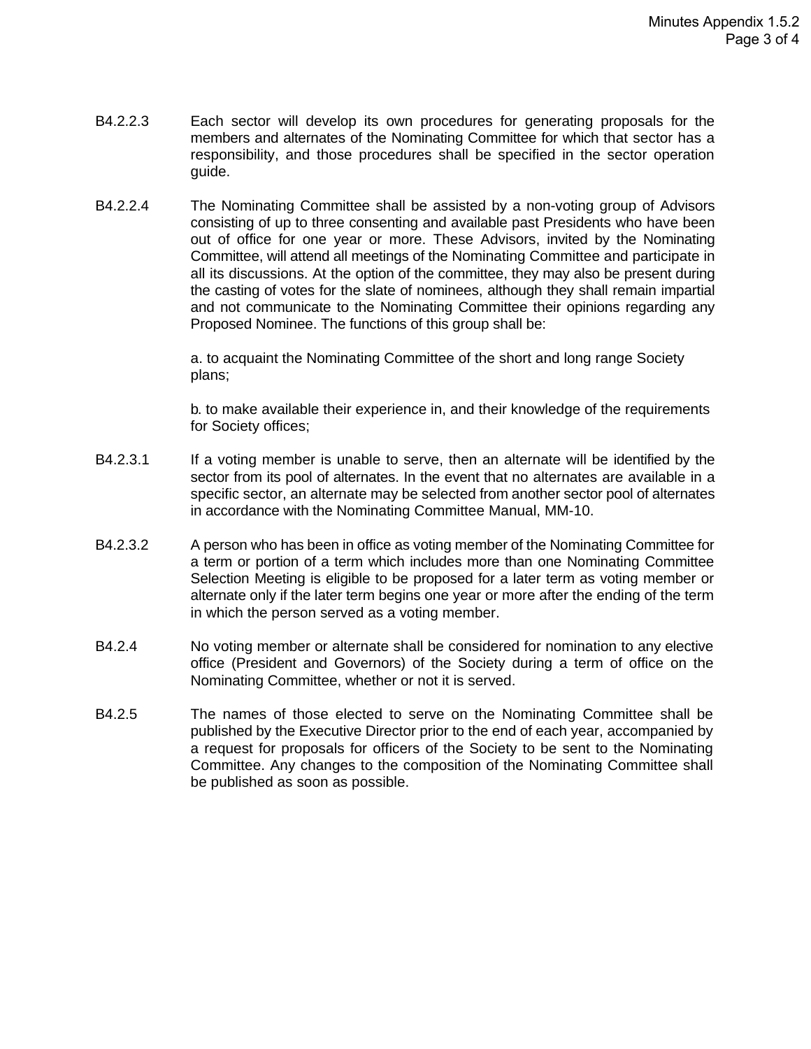B4.2.2.3 Each sector will develop its own procedures for generating proposals for the members and alternates of the Nominating Committee for which that sector has a responsibility, and those procedures shall be specified in the sector operation guide.

B4.2.2.4 The Nominating Committee shall be assisted by a non-voting group of Advisors consisting of up to three consenting and available past Presidents who have been out of office for one year or more. These Advisors, invited by the Nominating Committee, will attend all meetings of the Nominating Committee and participate in all its discussions. At the option of the committee, they may also be present during the casting of votes for the slate of nominees, although they shall remain impartial and not communicate to the Nominating Committee their opinions regarding any Proposed Nominee. The functions of this group shall be:

a. to acquaint the Nominating Committee of the short and long range Society plans;

b. to make available their experience in, and their knowledge of the requirements for Society offices;

B4.2.3.1 If a voting member is unable to serve, then an alternate will be identified by the sector from its pool of alternates. In the event that no alternates are available in a specific sector, an alternate may be selected from another sector pool of alternates in accordance with the Nominating Committee Manual, MM-10.

B4.2.3.2 A person who has been in office as voting member of the Nominating Committee for a term or portion of a term which includes more than one Nominating Committee Selection Meeting is eligible to be proposed for a later term as voting member or alternate only if the later term begins one year or more after the ending of the term in which the person served as a voting member.

B4.2.4 No voting member or alternate shall be considered for nomination to any elective office (President and Governors) of the Society during a term of office on the Nominating Committee, whether or not it is served.

B4.2.5 The names of those elected to serve on the Nominating Committee shall be published by the Executive Director prior to the end of each year, accompanied by a request for proposals for officers of the Society to be sent to the Nominating Committee. Any changes to the composition of the Nominating Committee shall be published as soon as possible.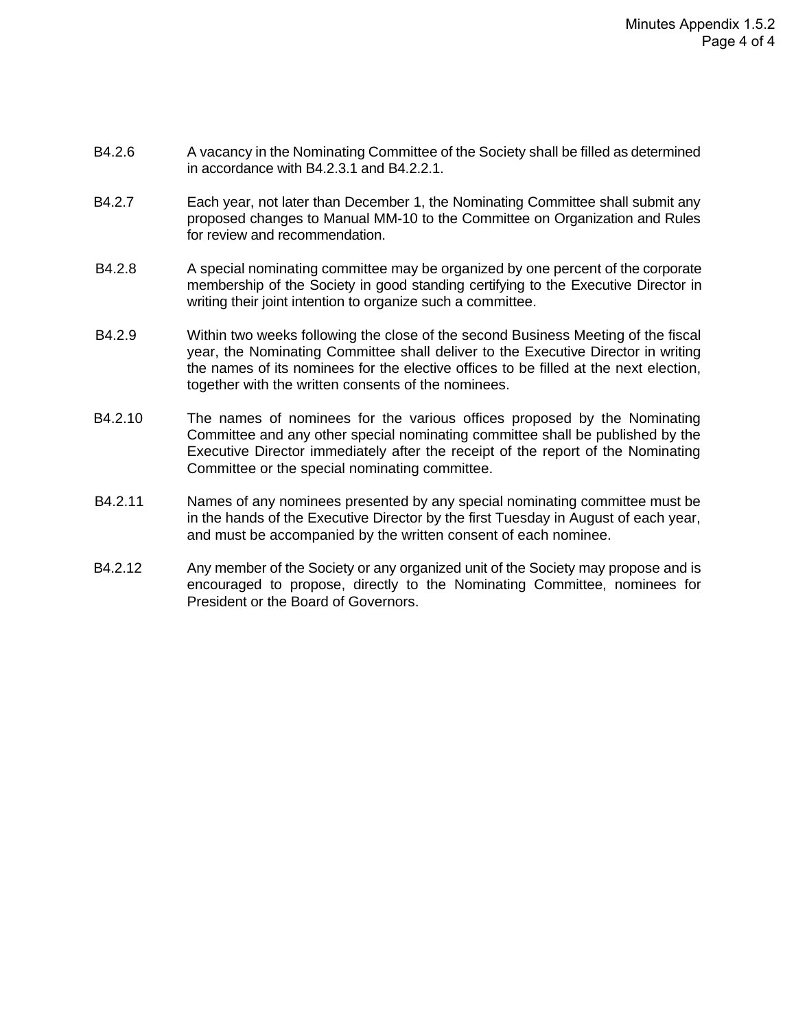B4.2.6 A vacancy in the Nominating Committee of the Society shall be filled as determined in accordance with B4.2.3.1 and B4.2.2.1.

B4.2.7 Each year, not later than December 1, the Nominating Committee shall submit any proposed changes to Manual MM-10 to the Committee on Organization and Rules for review and recommendation.

B4.2.8 A special nominating committee may be organized by one percent of the corporate membership of the Society in good standing certifying to the Executive Director in writing their joint intention to organize such a committee.

B4.2.9 Within two weeks following the close of the second Business Meeting of the fiscal year, the Nominating Committee shall deliver to the Executive Director in writing the names of its nominees for the elective offices to be filled at the next election, together with the written consents of the nominees.

B4.2.10 The names of nominees for the various offices proposed by the Nominating Committee and any other special nominating committee shall be published by the Executive Director immediately after the receipt of the report of the Nominating Committee or the special nominating committee.

B4.2.11 Names of any nominees presented by any special nominating committee must be in the hands of the Executive Director by the first Tuesday in August of each year, and must be accompanied by the written consent of each nominee.

B4.2.12 Any member of the Society or any organized unit of the Society may propose and is encouraged to propose, directly to the Nominating Committee, nominees for President or the Board of Governors.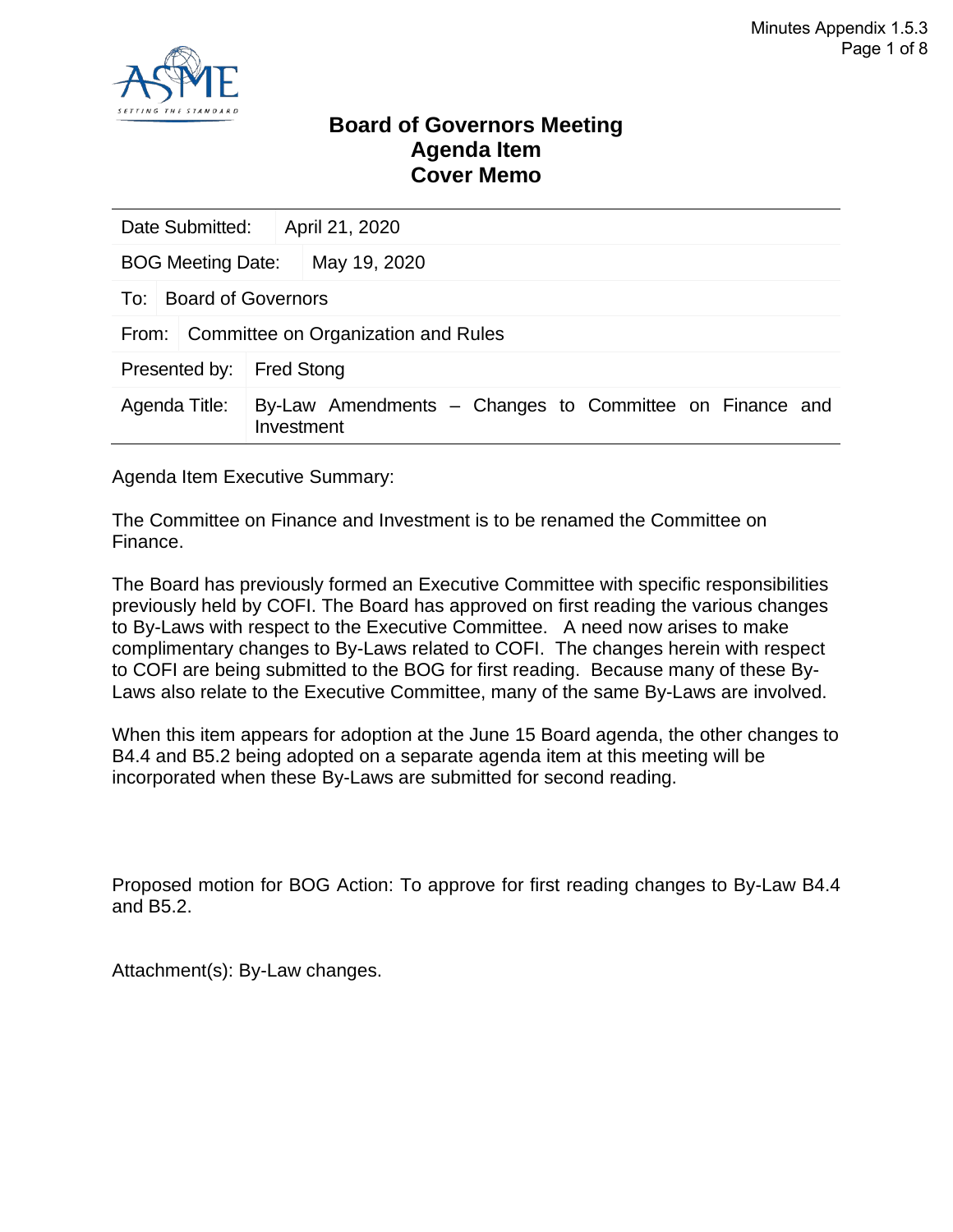# Board of Governors Meeting
# Agenda Item
# Cover Memo

| Date Submitted: | April 21, 2020 |
|---|---|
| BOG Meeting Date: | May 19, 2020 |
| To: | Board of Governors |
| From: | Committee on Organization and Rules |
| Presented by: | Fred Stong |
| Agenda Title: | By-Law Amendments – Changes to Committee on Finance and Investment |

Agenda Item Executive Summary:

The Committee on Finance and Investment is to be renamed the Committee on Finance.

The Board has previously formed an Executive Committee with specific responsibilities previously held by COFI. The Board has approved on first reading the various changes to By-Laws with respect to the Executive Committee. A need now arises to make complimentary changes to By-Laws related to COFI. The changes herein with respect to COFI are being submitted to the BOG for first reading. Because many of these By-Laws also relate to the Executive Committee, many of the same By-Laws are involved.

When this item appears for adoption at the June 15 Board agenda, the other changes to B4.4 and B5.2 being adopted on a separate agenda item at this meeting will be incorporated when these By-Laws are submitted for second reading.

Proposed motion for BOG Action: To approve for first reading changes to By-Law B4.4 and B5.2.

Attachment(s): By-Law changes.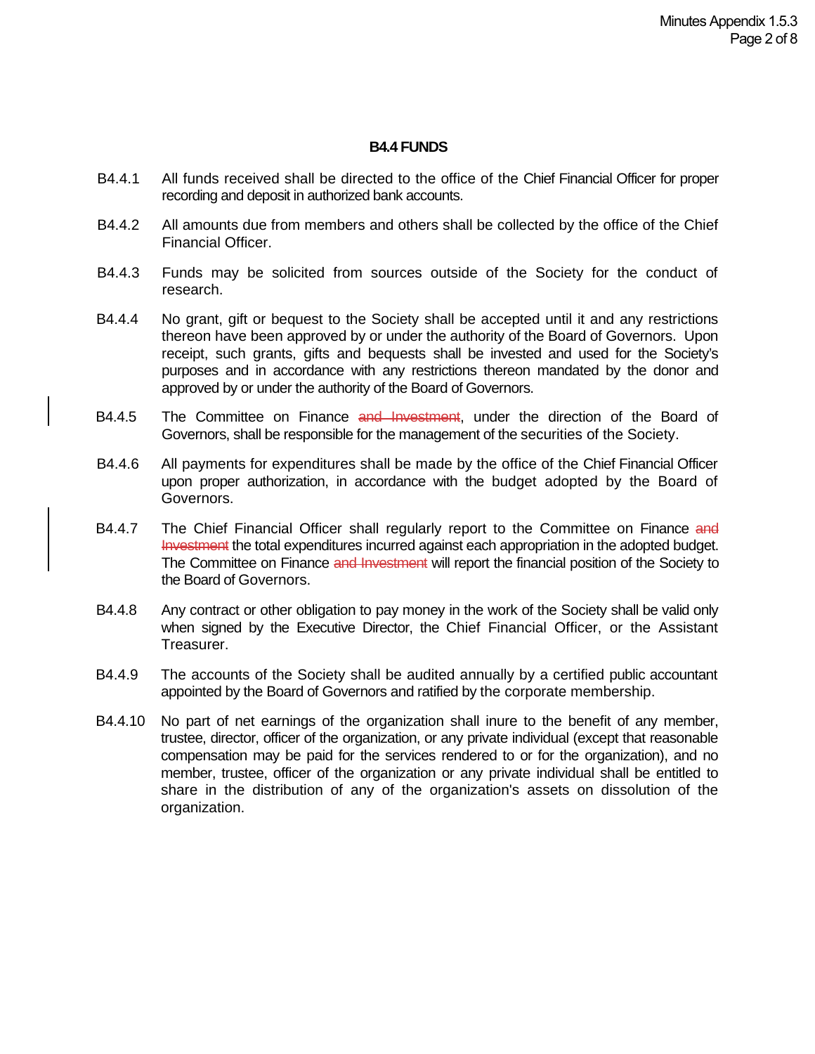## B4.4 FUNDS

B4.4.1 All funds received shall be directed to the office of the Chief Financial Officer for proper recording and deposit in authorized bank accounts.

B4.4.2 All amounts due from members and others shall be collected by the office of the Chief Financial Officer.

B4.4.3 Funds may be solicited from sources outside of the Society for the conduct of research.

B4.4.4 No grant, gift or bequest to the Society shall be accepted until it and any restrictions thereon have been approved by or under the authority of the Board of Governors. Upon receipt, such grants, gifts and bequests shall be invested and used for the Society's purposes and in accordance with any restrictions thereon mandated by the donor and approved by or under the authority of the Board of Governors.

B4.4.5 The Committee on Finance ~~and Investment~~, under the direction of the Board of Governors, shall be responsible for the management of the securities of the Society.

B4.4.6 All payments for expenditures shall be made by the office of the Chief Financial Officer upon proper authorization, in accordance with the budget adopted by the Board of Governors.

B4.4.7 The Chief Financial Officer shall regularly report to the Committee on Finance ~~and Investment~~ the total expenditures incurred against each appropriation in the adopted budget. The Committee on Finance ~~and Investment~~ will report the financial position of the Society to the Board of Governors.

B4.4.8 Any contract or other obligation to pay money in the work of the Society shall be valid only when signed by the Executive Director, the Chief Financial Officer, or the Assistant Treasurer.

B4.4.9 The accounts of the Society shall be audited annually by a certified public accountant appointed by the Board of Governors and ratified by the corporate membership.

B4.4.10 No part of net earnings of the organization shall inure to the benefit of any member, trustee, director, officer of the organization, or any private individual (except that reasonable compensation may be paid for the services rendered to or for the organization), and no member, trustee, officer of the organization or any private individual shall be entitled to share in the distribution of any of the organization's assets on dissolution of the organization.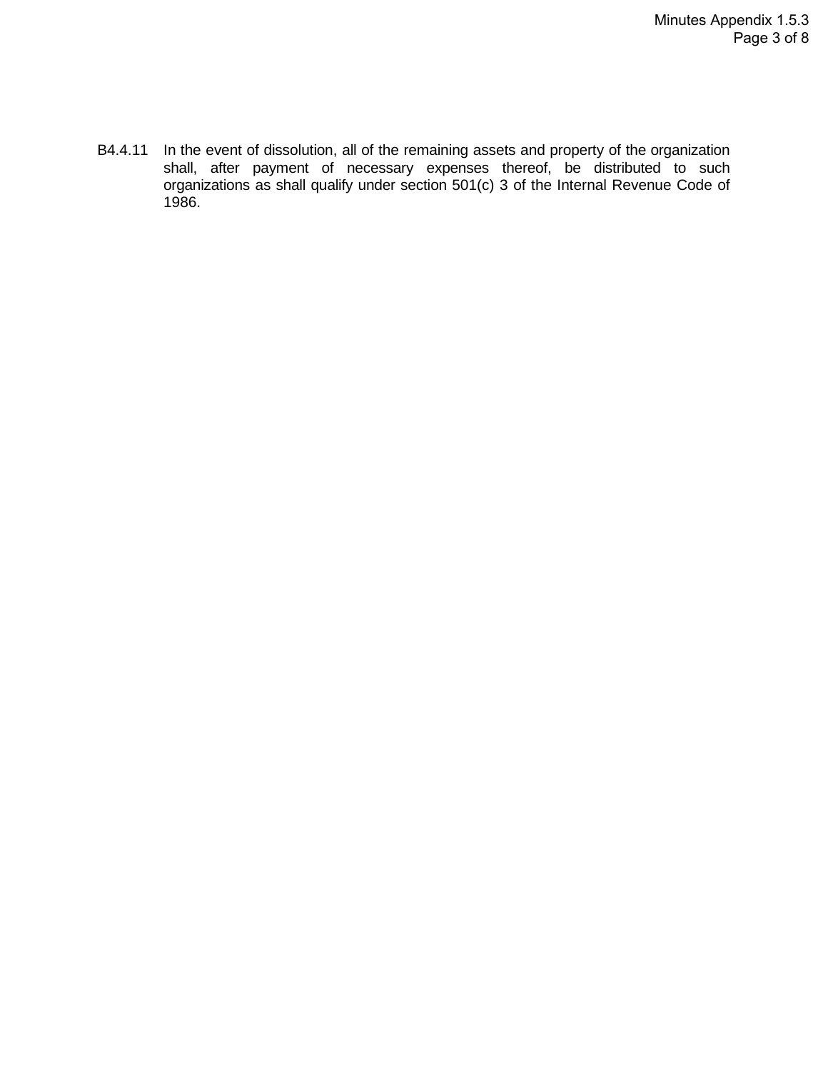B4.4.11 In the event of dissolution, all of the remaining assets and property of the organization shall, after payment of necessary expenses thereof, be distributed to such organizations as shall qualify under section 501(c) 3 of the Internal Revenue Code of 1986.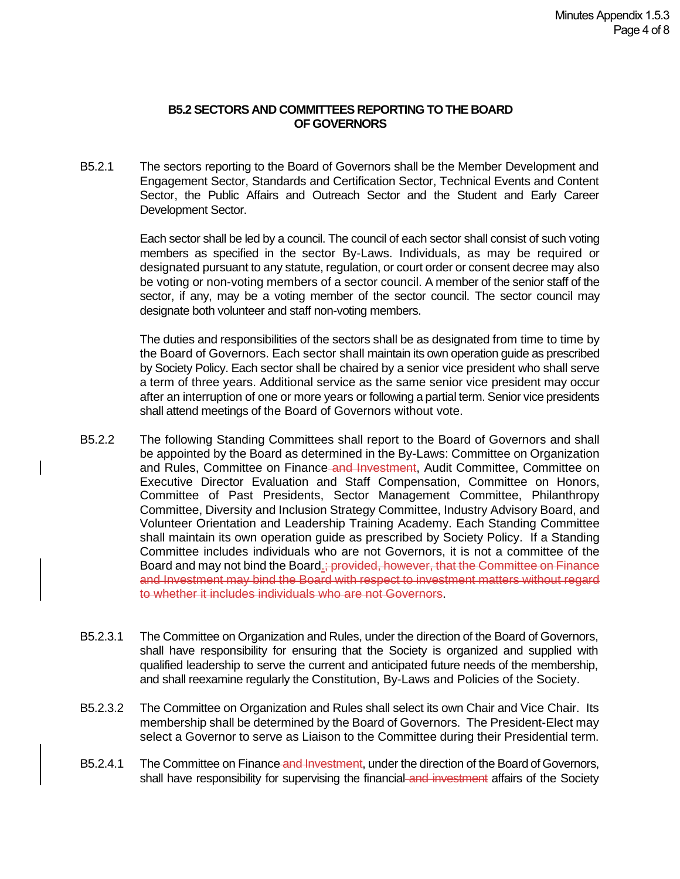#### B5.2 SECTORS AND COMMITTEES REPORTING TO THE BOARD OF GOVERNORS

B5.2.1 The sectors reporting to the Board of Governors shall be the Member Development and Engagement Sector, Standards and Certification Sector, Technical Events and Content Sector, the Public Affairs and Outreach Sector and the Student and Early Career Development Sector.

Each sector shall be led by a council. The council of each sector shall consist of such voting members as specified in the sector By-Laws. Individuals, as may be required or designated pursuant to any statute, regulation, or court order or consent decree may also be voting or non-voting members of a sector council. A member of the senior staff of the sector, if any, may be a voting member of the sector council. The sector council may designate both volunteer and staff non-voting members.

The duties and responsibilities of the sectors shall be as designated from time to time by the Board of Governors. Each sector shall maintain its own operation guide as prescribed by Society Policy. Each sector shall be chaired by a senior vice president who shall serve a term of three years. Additional service as the same senior vice president may occur after an interruption of one or more years or following a partial term. Senior vice presidents shall attend meetings of the Board of Governors without vote.

B5.2.2 The following Standing Committees shall report to the Board of Governors and shall be appointed by the Board as determined in the By-Laws: Committee on Organization and Rules, Committee on Finance ~~and Investment~~, Audit Committee, Committee on Executive Director Evaluation and Staff Compensation, Committee on Honors, Committee of Past Presidents, Sector Management Committee, Philanthropy Committee, Diversity and Inclusion Strategy Committee, Industry Advisory Board, and Volunteer Orientation and Leadership Training Academy. Each Standing Committee shall maintain its own operation guide as prescribed by Society Policy. If a Standing Committee includes individuals who are not Governors, it is not a committee of the Board and may not bind the Board. ~~; provided, however, that the Committee on Finance and Investment may bind the Board with respect to investment matters without regard to whether it includes individuals who are not Governors~~.

B5.2.3.1 The Committee on Organization and Rules, under the direction of the Board of Governors, shall have responsibility for ensuring that the Society is organized and supplied with qualified leadership to serve the current and anticipated future needs of the membership, and shall reexamine regularly the Constitution, By-Laws and Policies of the Society.

B5.2.3.2 The Committee on Organization and Rules shall select its own Chair and Vice Chair. Its membership shall be determined by the Board of Governors. The President-Elect may select a Governor to serve as Liaison to the Committee during their Presidential term.

B5.2.4.1 The Committee on Finance ~~and Investment~~, under the direction of the Board of Governors, shall have responsibility for supervising the financial ~~and investment~~ affairs of the Society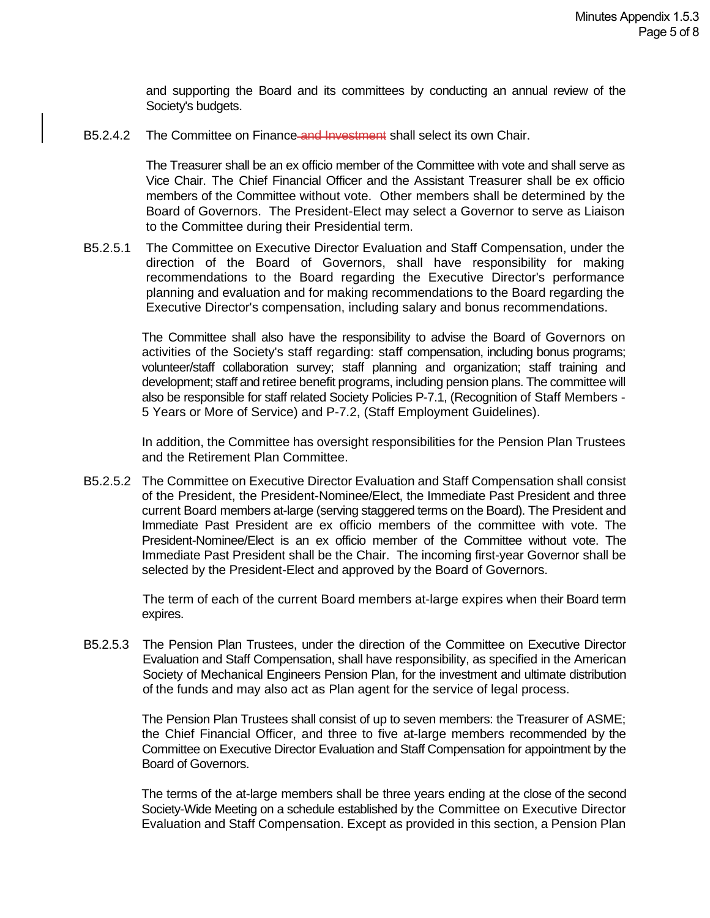and supporting the Board and its committees by conducting an annual review of the Society's budgets.

B5.2.4.2 The Committee on Finance ~~and Investment~~ shall select its own Chair.

The Treasurer shall be an ex officio member of the Committee with vote and shall serve as Vice Chair. The Chief Financial Officer and the Assistant Treasurer shall be ex officio members of the Committee without vote. Other members shall be determined by the Board of Governors. The President-Elect may select a Governor to serve as Liaison to the Committee during their Presidential term.

B5.2.5.1 The Committee on Executive Director Evaluation and Staff Compensation, under the direction of the Board of Governors, shall have responsibility for making recommendations to the Board regarding the Executive Director's performance planning and evaluation and for making recommendations to the Board regarding the Executive Director's compensation, including salary and bonus recommendations.

The Committee shall also have the responsibility to advise the Board of Governors on activities of the Society's staff regarding: staff compensation, including bonus programs; volunteer/staff collaboration survey; staff planning and organization; staff training and development; staff and retiree benefit programs, including pension plans. The committee will also be responsible for staff related Society Policies P-7.1, (Recognition of Staff Members - 5 Years or More of Service) and P-7.2, (Staff Employment Guidelines).

In addition, the Committee has oversight responsibilities for the Pension Plan Trustees and the Retirement Plan Committee.

B5.2.5.2 The Committee on Executive Director Evaluation and Staff Compensation shall consist of the President, the President-Nominee/Elect, the Immediate Past President and three current Board members at-large (serving staggered terms on the Board). The President and Immediate Past President are ex officio members of the committee with vote. The President-Nominee/Elect is an ex officio member of the Committee without vote. The Immediate Past President shall be the Chair. The incoming first-year Governor shall be selected by the President-Elect and approved by the Board of Governors.

The term of each of the current Board members at-large expires when their Board term expires.

B5.2.5.3 The Pension Plan Trustees, under the direction of the Committee on Executive Director Evaluation and Staff Compensation, shall have responsibility, as specified in the American Society of Mechanical Engineers Pension Plan, for the investment and ultimate distribution of the funds and may also act as Plan agent for the service of legal process.

The Pension Plan Trustees shall consist of up to seven members: the Treasurer of ASME; the Chief Financial Officer, and three to five at-large members recommended by the Committee on Executive Director Evaluation and Staff Compensation for appointment by the Board of Governors.

The terms of the at-large members shall be three years ending at the close of the second Society-Wide Meeting on a schedule established by the Committee on Executive Director Evaluation and Staff Compensation. Except as provided in this section, a Pension Plan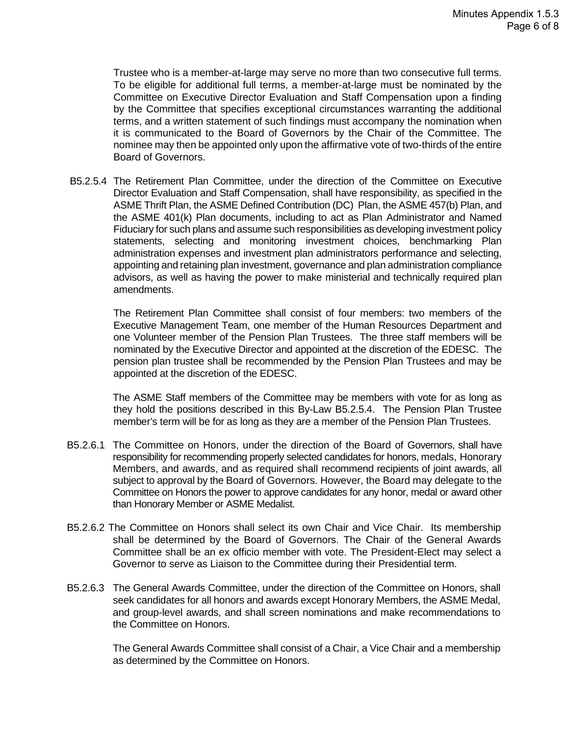Trustee who is a member-at-large may serve no more than two consecutive full terms. To be eligible for additional full terms, a member-at-large must be nominated by the Committee on Executive Director Evaluation and Staff Compensation upon a finding by the Committee that specifies exceptional circumstances warranting the additional terms, and a written statement of such findings must accompany the nomination when it is communicated to the Board of Governors by the Chair of the Committee. The nominee may then be appointed only upon the affirmative vote of two-thirds of the entire Board of Governors.

B5.2.5.4 The Retirement Plan Committee, under the direction of the Committee on Executive Director Evaluation and Staff Compensation, shall have responsibility, as specified in the ASME Thrift Plan, the ASME Defined Contribution (DC) Plan, the ASME 457(b) Plan, and the ASME 401(k) Plan documents, including to act as Plan Administrator and Named Fiduciary for such plans and assume such responsibilities as developing investment policy statements, selecting and monitoring investment choices, benchmarking Plan administration expenses and investment plan administrators performance and selecting, appointing and retaining plan investment, governance and plan administration compliance advisors, as well as having the power to make ministerial and technically required plan amendments.

The Retirement Plan Committee shall consist of four members: two members of the Executive Management Team, one member of the Human Resources Department and one Volunteer member of the Pension Plan Trustees. The three staff members will be nominated by the Executive Director and appointed at the discretion of the EDESC. The pension plan trustee shall be recommended by the Pension Plan Trustees and may be appointed at the discretion of the EDESC.

The ASME Staff members of the Committee may be members with vote for as long as they hold the positions described in this By-Law B5.2.5.4. The Pension Plan Trustee member's term will be for as long as they are a member of the Pension Plan Trustees.

B5.2.6.1 The Committee on Honors, under the direction of the Board of Governors, shall have responsibility for recommending properly selected candidates for honors, medals, Honorary Members, and awards, and as required shall recommend recipients of joint awards, all subject to approval by the Board of Governors. However, the Board may delegate to the Committee on Honors the power to approve candidates for any honor, medal or award other than Honorary Member or ASME Medalist.

B5.2.6.2 The Committee on Honors shall select its own Chair and Vice Chair. Its membership shall be determined by the Board of Governors. The Chair of the General Awards Committee shall be an ex officio member with vote. The President-Elect may select a Governor to serve as Liaison to the Committee during their Presidential term.

B5.2.6.3 The General Awards Committee, under the direction of the Committee on Honors, shall seek candidates for all honors and awards except Honorary Members, the ASME Medal, and group-level awards, and shall screen nominations and make recommendations to the Committee on Honors.

The General Awards Committee shall consist of a Chair, a Vice Chair and a membership as determined by the Committee on Honors.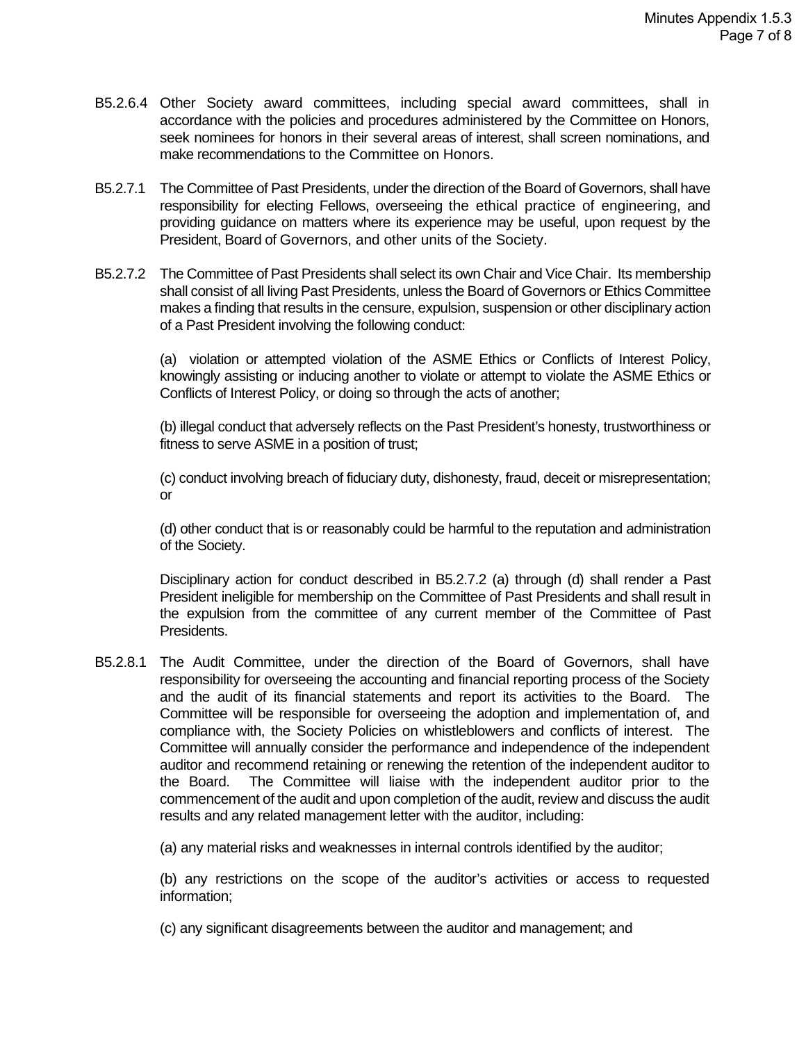B5.2.6.4 Other Society award committees, including special award committees, shall in accordance with the policies and procedures administered by the Committee on Honors, seek nominees for honors in their several areas of interest, shall screen nominations, and make recommendations to the Committee on Honors.

B5.2.7.1 The Committee of Past Presidents, under the direction of the Board of Governors, shall have responsibility for electing Fellows, overseeing the ethical practice of engineering, and providing guidance on matters where its experience may be useful, upon request by the President, Board of Governors, and other units of the Society.

B5.2.7.2 The Committee of Past Presidents shall select its own Chair and Vice Chair. Its membership shall consist of all living Past Presidents, unless the Board of Governors or Ethics Committee makes a finding that results in the censure, expulsion, suspension or other disciplinary action of a Past President involving the following conduct:

(a) violation or attempted violation of the ASME Ethics or Conflicts of Interest Policy, knowingly assisting or inducing another to violate or attempt to violate the ASME Ethics or Conflicts of Interest Policy, or doing so through the acts of another;

(b) illegal conduct that adversely reflects on the Past President's honesty, trustworthiness or fitness to serve ASME in a position of trust;

(c) conduct involving breach of fiduciary duty, dishonesty, fraud, deceit or misrepresentation; or

(d) other conduct that is or reasonably could be harmful to the reputation and administration of the Society.

Disciplinary action for conduct described in B5.2.7.2 (a) through (d) shall render a Past President ineligible for membership on the Committee of Past Presidents and shall result in the expulsion from the committee of any current member of the Committee of Past Presidents.

B5.2.8.1 The Audit Committee, under the direction of the Board of Governors, shall have responsibility for overseeing the accounting and financial reporting process of the Society and the audit of its financial statements and report its activities to the Board. The Committee will be responsible for overseeing the adoption and implementation of, and compliance with, the Society Policies on whistleblowers and conflicts of interest. The Committee will annually consider the performance and independence of the independent auditor and recommend retaining or renewing the retention of the independent auditor to the Board. The Committee will liaise with the independent auditor prior to the commencement of the audit and upon completion of the audit, review and discuss the audit results and any related management letter with the auditor, including:

(a) any material risks and weaknesses in internal controls identified by the auditor;

(b) any restrictions on the scope of the auditor's activities or access to requested information;

(c) any significant disagreements between the auditor and management; and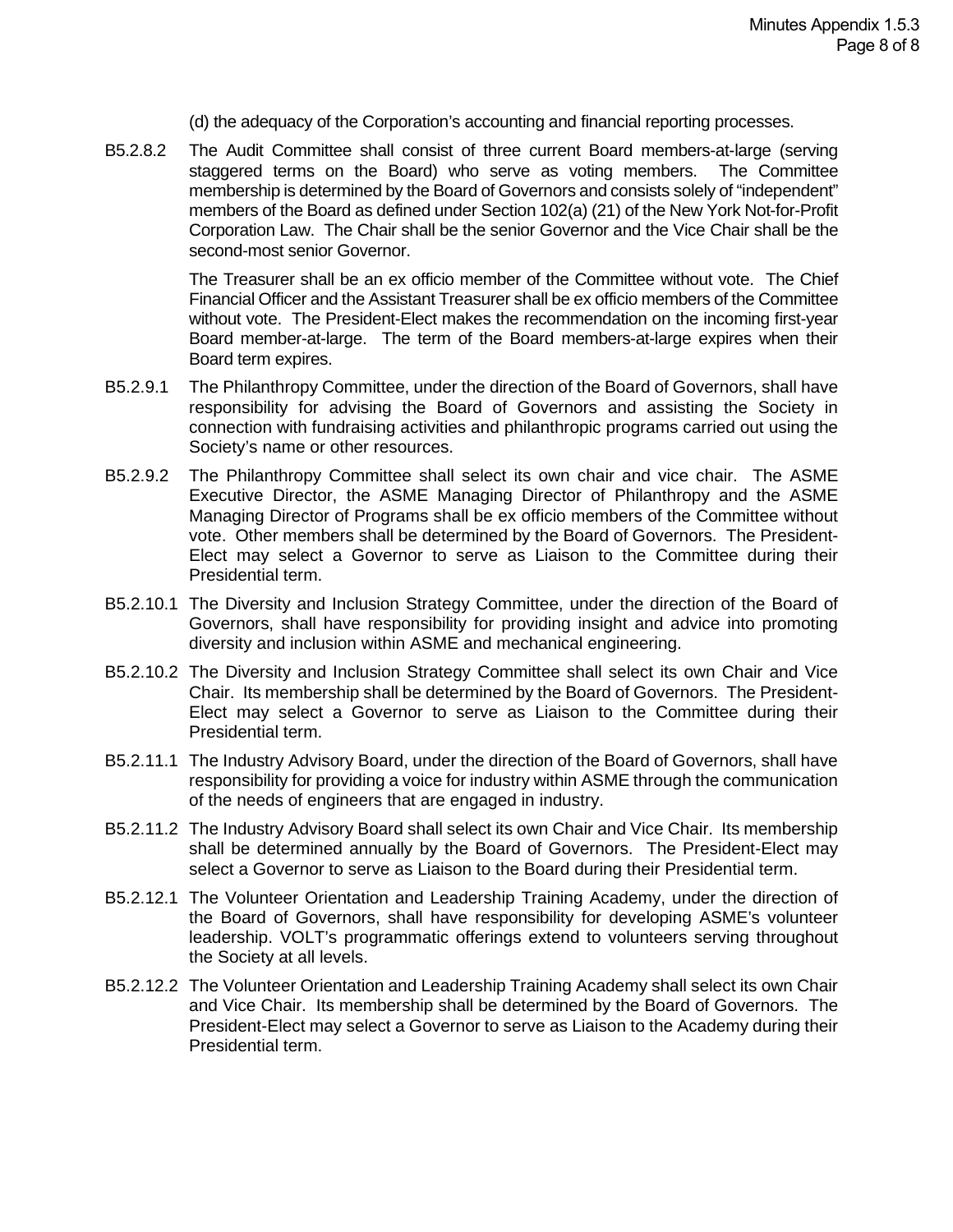(d) the adequacy of the Corporation's accounting and financial reporting processes.

B5.2.8.2 The Audit Committee shall consist of three current Board members-at-large (serving staggered terms on the Board) who serve as voting members. The Committee membership is determined by the Board of Governors and consists solely of "independent" members of the Board as defined under Section 102(a) (21) of the New York Not-for-Profit Corporation Law. The Chair shall be the senior Governor and the Vice Chair shall be the second-most senior Governor.

The Treasurer shall be an ex officio member of the Committee without vote. The Chief Financial Officer and the Assistant Treasurer shall be ex officio members of the Committee without vote. The President-Elect makes the recommendation on the incoming first-year Board member-at-large. The term of the Board members-at-large expires when their Board term expires.

B5.2.9.1 The Philanthropy Committee, under the direction of the Board of Governors, shall have responsibility for advising the Board of Governors and assisting the Society in connection with fundraising activities and philanthropic programs carried out using the Society's name or other resources.

B5.2.9.2 The Philanthropy Committee shall select its own chair and vice chair. The ASME Executive Director, the ASME Managing Director of Philanthropy and the ASME Managing Director of Programs shall be ex officio members of the Committee without vote. Other members shall be determined by the Board of Governors. The President-Elect may select a Governor to serve as Liaison to the Committee during their Presidential term.

B5.2.10.1 The Diversity and Inclusion Strategy Committee, under the direction of the Board of Governors, shall have responsibility for providing insight and advice into promoting diversity and inclusion within ASME and mechanical engineering.

B5.2.10.2 The Diversity and Inclusion Strategy Committee shall select its own Chair and Vice Chair. Its membership shall be determined by the Board of Governors. The President-Elect may select a Governor to serve as Liaison to the Committee during their Presidential term.

B5.2.11.1 The Industry Advisory Board, under the direction of the Board of Governors, shall have responsibility for providing a voice for industry within ASME through the communication of the needs of engineers that are engaged in industry.

B5.2.11.2 The Industry Advisory Board shall select its own Chair and Vice Chair. Its membership shall be determined annually by the Board of Governors. The President-Elect may select a Governor to serve as Liaison to the Board during their Presidential term.

B5.2.12.1 The Volunteer Orientation and Leadership Training Academy, under the direction of the Board of Governors, shall have responsibility for developing ASME's volunteer leadership. VOLT's programmatic offerings extend to volunteers serving throughout the Society at all levels.

B5.2.12.2 The Volunteer Orientation and Leadership Training Academy shall select its own Chair and Vice Chair. Its membership shall be determined by the Board of Governors. The President-Elect may select a Governor to serve as Liaison to the Academy during their Presidential term.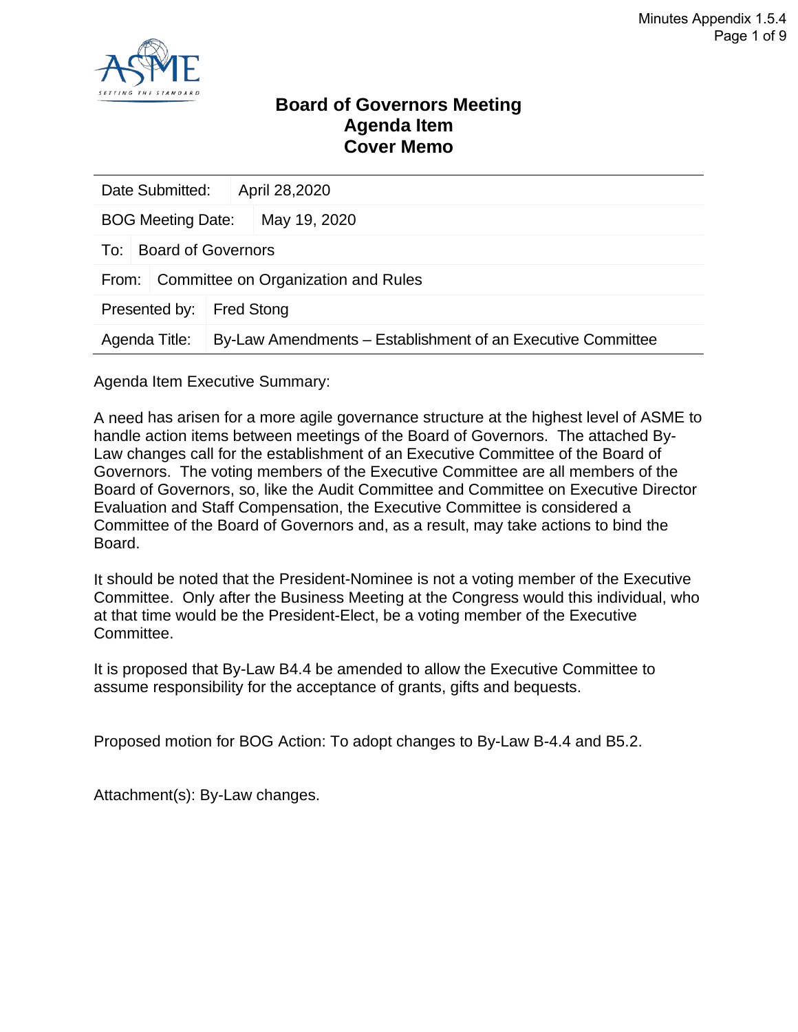# Board of Governors Meeting
# Agenda Item
# Cover Memo

| | |
|---|---|
| Date Submitted: | April 28,2020 |
| BOG Meeting Date: | May 19, 2020 |
| To: | Board of Governors |
| From: | Committee on Organization and Rules |
| Presented by: | Fred Stong |
| Agenda Title: | By-Law Amendments – Establishment of an Executive Committee |

Agenda Item Executive Summary:

A need has arisen for a more agile governance structure at the highest level of ASME to handle action items between meetings of the Board of Governors. The attached By-Law changes call for the establishment of an Executive Committee of the Board of Governors. The voting members of the Executive Committee are all members of the Board of Governors, so, like the Audit Committee and Committee on Executive Director Evaluation and Staff Compensation, the Executive Committee is considered a Committee of the Board of Governors and, as a result, may take actions to bind the Board.

It should be noted that the President-Nominee is not a voting member of the Executive Committee. Only after the Business Meeting at the Congress would this individual, who at that time would be the President-Elect, be a voting member of the Executive Committee.

It is proposed that By-Law B4.4 be amended to allow the Executive Committee to assume responsibility for the acceptance of grants, gifts and bequests.

Proposed motion for BOG Action: To adopt changes to By-Law B-4.4 and B5.2.

Attachment(s): By-Law changes.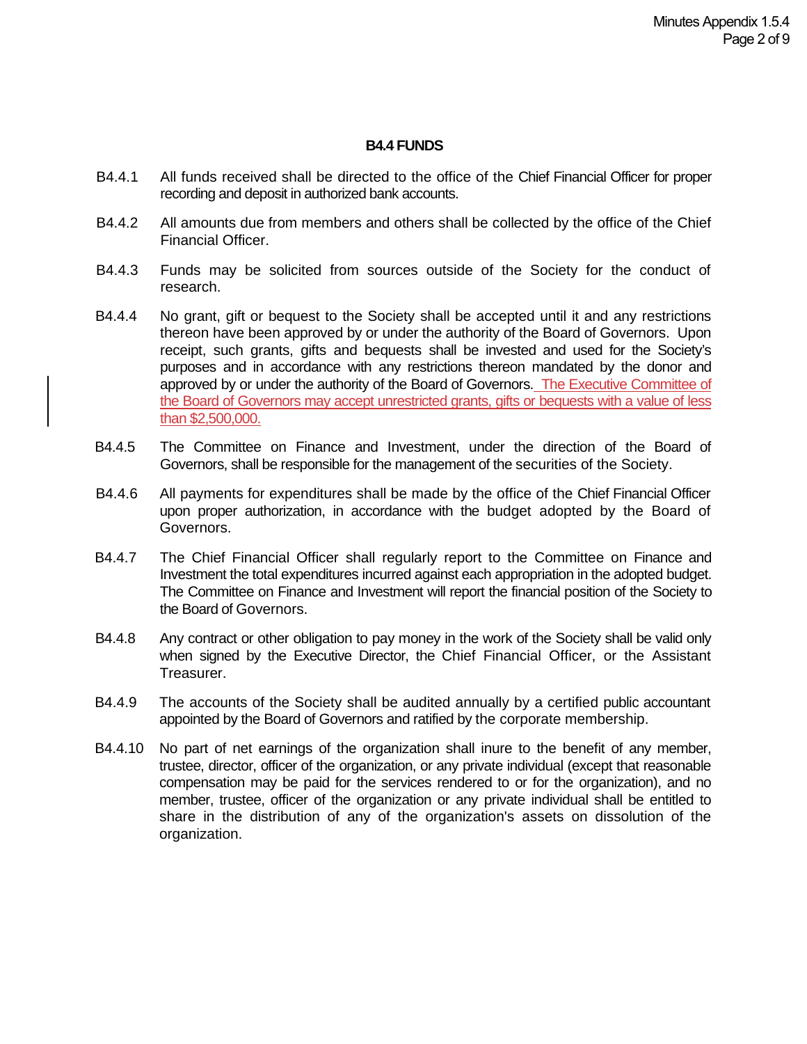## B4.4 FUNDS

B4.4.1 All funds received shall be directed to the office of the Chief Financial Officer for proper recording and deposit in authorized bank accounts.

B4.4.2 All amounts due from members and others shall be collected by the office of the Chief Financial Officer.

B4.4.3 Funds may be solicited from sources outside of the Society for the conduct of research.

B4.4.4 No grant, gift or bequest to the Society shall be accepted until it and any restrictions thereon have been approved by or under the authority of the Board of Governors. Upon receipt, such grants, gifts and bequests shall be invested and used for the Society's purposes and in accordance with any restrictions thereon mandated by the donor and approved by or under the authority of the Board of Governors. The Executive Committee of the Board of Governors may accept unrestricted grants, gifts or bequests with a value of less than $2,500,000.

B4.4.5 The Committee on Finance and Investment, under the direction of the Board of Governors, shall be responsible for the management of the securities of the Society.

B4.4.6 All payments for expenditures shall be made by the office of the Chief Financial Officer upon proper authorization, in accordance with the budget adopted by the Board of Governors.

B4.4.7 The Chief Financial Officer shall regularly report to the Committee on Finance and Investment the total expenditures incurred against each appropriation in the adopted budget. The Committee on Finance and Investment will report the financial position of the Society to the Board of Governors.

B4.4.8 Any contract or other obligation to pay money in the work of the Society shall be valid only when signed by the Executive Director, the Chief Financial Officer, or the Assistant Treasurer.

B4.4.9 The accounts of the Society shall be audited annually by a certified public accountant appointed by the Board of Governors and ratified by the corporate membership.

B4.4.10 No part of net earnings of the organization shall inure to the benefit of any member, trustee, director, officer of the organization, or any private individual (except that reasonable compensation may be paid for the services rendered to or for the organization), and no member, trustee, officer of the organization or any private individual shall be entitled to share in the distribution of any of the organization's assets on dissolution of the organization.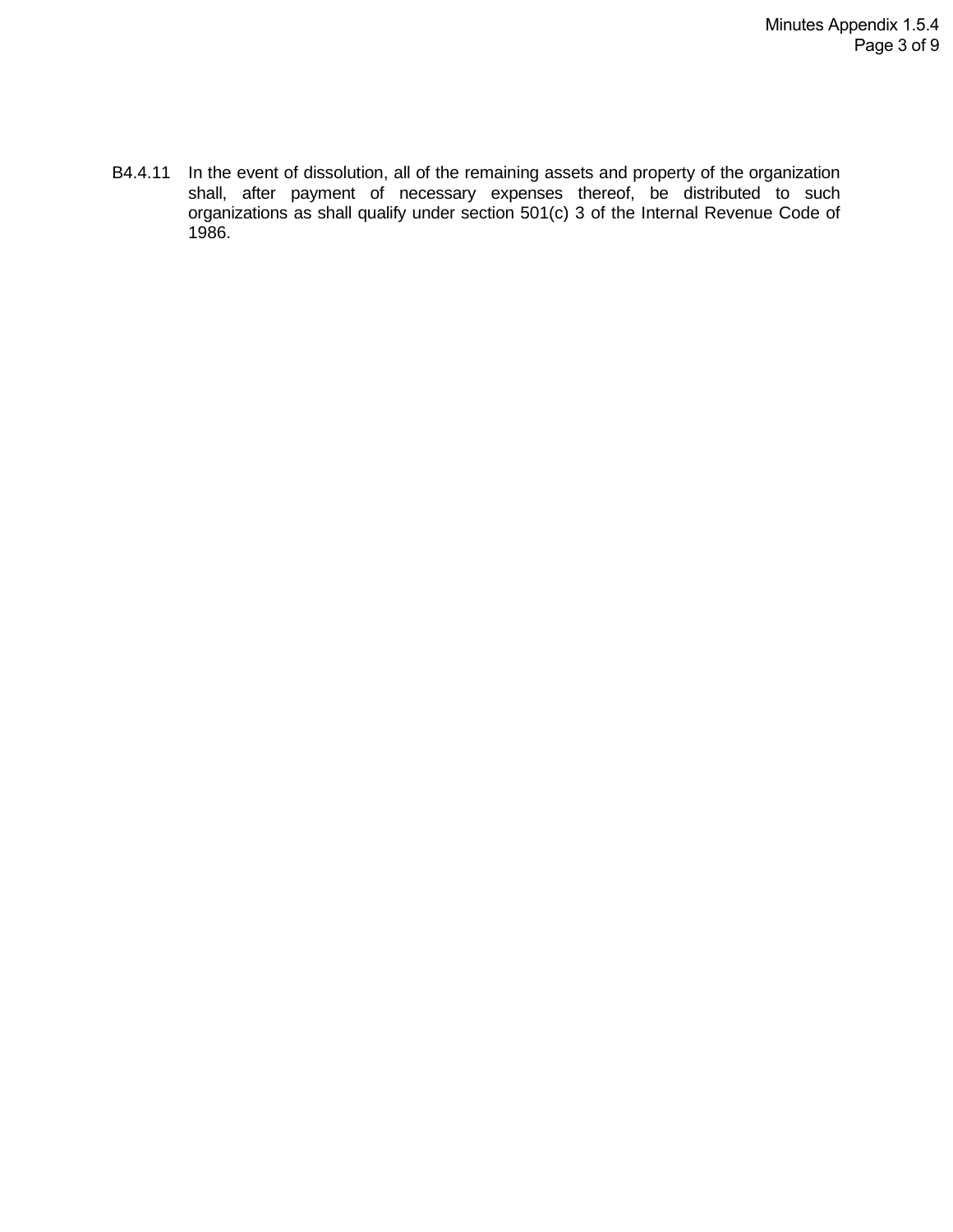B4.4.11 In the event of dissolution, all of the remaining assets and property of the organization shall, after payment of necessary expenses thereof, be distributed to such organizations as shall qualify under section 501(c) 3 of the Internal Revenue Code of 1986.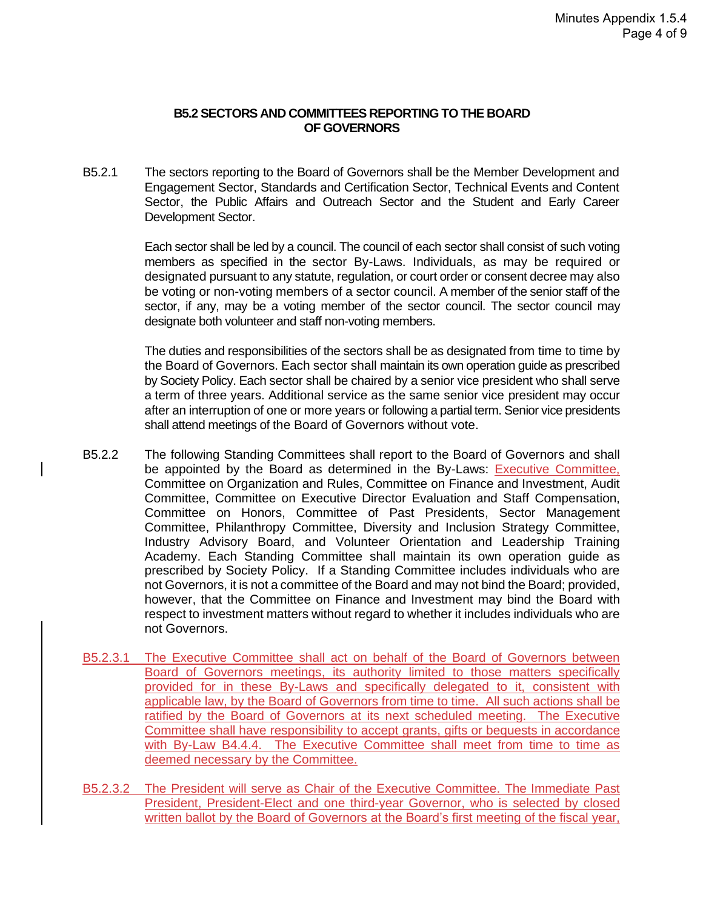### B5.2 SECTORS AND COMMITTEES REPORTING TO THE BOARD OF GOVERNORS

B5.2.1 The sectors reporting to the Board of Governors shall be the Member Development and Engagement Sector, Standards and Certification Sector, Technical Events and Content Sector, the Public Affairs and Outreach Sector and the Student and Early Career Development Sector.

Each sector shall be led by a council. The council of each sector shall consist of such voting members as specified in the sector By-Laws. Individuals, as may be required or designated pursuant to any statute, regulation, or court order or consent decree may also be voting or non-voting members of a sector council. A member of the senior staff of the sector, if any, may be a voting member of the sector council. The sector council may designate both volunteer and staff non-voting members.

The duties and responsibilities of the sectors shall be as designated from time to time by the Board of Governors. Each sector shall maintain its own operation guide as prescribed by Society Policy. Each sector shall be chaired by a senior vice president who shall serve a term of three years. Additional service as the same senior vice president may occur after an interruption of one or more years or following a partial term. Senior vice presidents shall attend meetings of the Board of Governors without vote.

B5.2.2 The following Standing Committees shall report to the Board of Governors and shall be appointed by the Board as determined in the By-Laws: Executive Committee, Committee on Organization and Rules, Committee on Finance and Investment, Audit Committee, Committee on Executive Director Evaluation and Staff Compensation, Committee on Honors, Committee of Past Presidents, Sector Management Committee, Philanthropy Committee, Diversity and Inclusion Strategy Committee, Industry Advisory Board, and Volunteer Orientation and Leadership Training Academy. Each Standing Committee shall maintain its own operation guide as prescribed by Society Policy. If a Standing Committee includes individuals who are not Governors, it is not a committee of the Board and may not bind the Board; provided, however, that the Committee on Finance and Investment may bind the Board with respect to investment matters without regard to whether it includes individuals who are not Governors.

B5.2.3.1 The Executive Committee shall act on behalf of the Board of Governors between Board of Governors meetings, its authority limited to those matters specifically provided for in these By-Laws and specifically delegated to it, consistent with applicable law, by the Board of Governors from time to time. All such actions shall be ratified by the Board of Governors at its next scheduled meeting. The Executive Committee shall have responsibility to accept grants, gifts or bequests in accordance with By-Law B4.4.4. The Executive Committee shall meet from time to time as deemed necessary by the Committee.

B5.2.3.2 The President will serve as Chair of the Executive Committee. The Immediate Past President, President-Elect and one third-year Governor, who is selected by closed written ballot by the Board of Governors at the Board's first meeting of the fiscal year,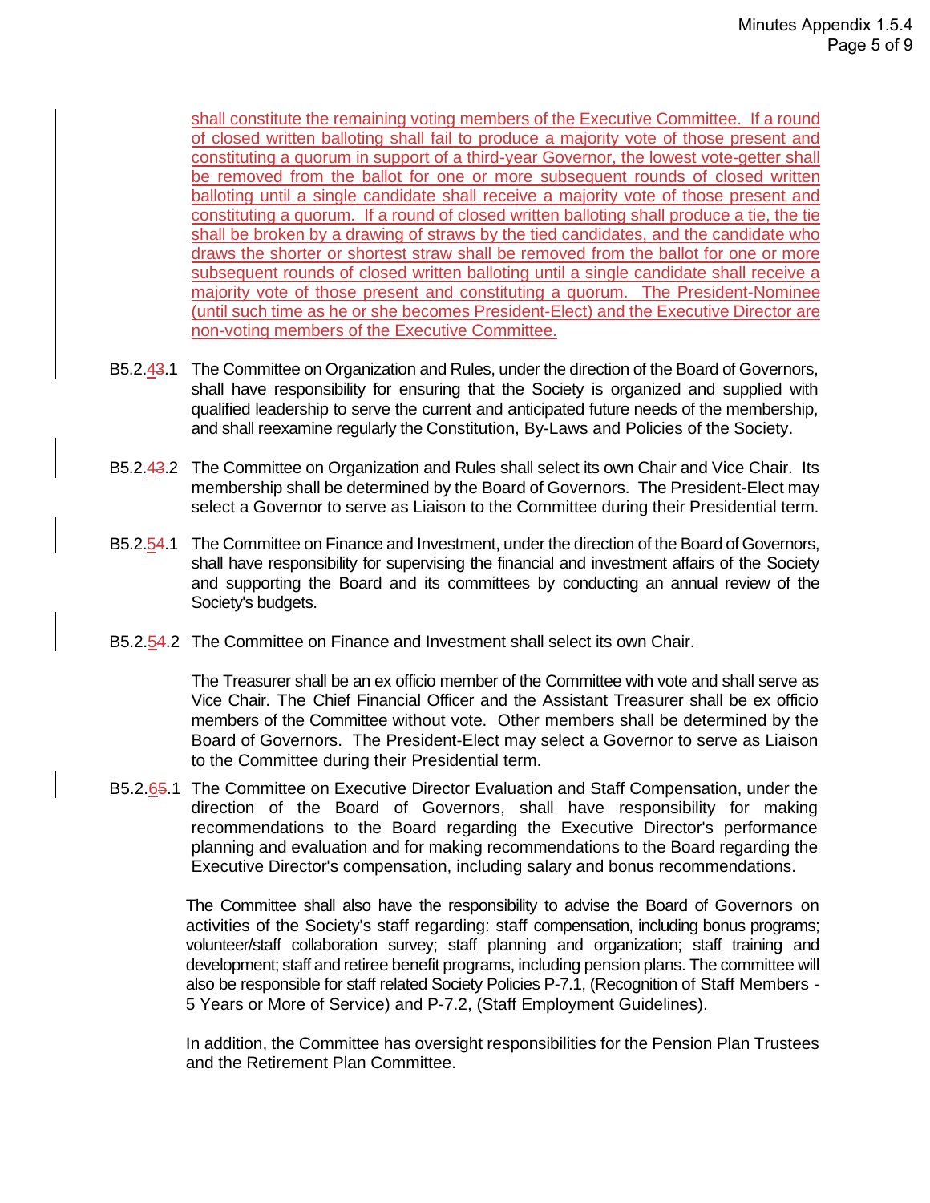shall constitute the remaining voting members of the Executive Committee. If a round of closed written balloting shall fail to produce a majority vote of those present and constituting a quorum in support of a third-year Governor, the lowest vote-getter shall be removed from the ballot for one or more subsequent rounds of closed written balloting until a single candidate shall receive a majority vote of those present and constituting a quorum. If a round of closed written balloting shall produce a tie, the tie shall be broken by a drawing of straws by the tied candidates, and the candidate who draws the shorter or shortest straw shall be removed from the ballot for one or more subsequent rounds of closed written balloting until a single candidate shall receive a majority vote of those present and constituting a quorum. The President-Nominee (until such time as he or she becomes President-Elect) and the Executive Director are non-voting members of the Executive Committee.

B5.2.~~3~~4.1 The Committee on Organization and Rules, under the direction of the Board of Governors, shall have responsibility for ensuring that the Society is organized and supplied with qualified leadership to serve the current and anticipated future needs of the membership, and shall reexamine regularly the Constitution, By-Laws and Policies of the Society.

B5.2.~~3~~4.2 The Committee on Organization and Rules shall select its own Chair and Vice Chair. Its membership shall be determined by the Board of Governors. The President-Elect may select a Governor to serve as Liaison to the Committee during their Presidential term.

B5.2.~~4~~5.1 The Committee on Finance and Investment, under the direction of the Board of Governors, shall have responsibility for supervising the financial and investment affairs of the Society and supporting the Board and its committees by conducting an annual review of the Society's budgets.

B5.2.~~4~~5.2 The Committee on Finance and Investment shall select its own Chair.

The Treasurer shall be an ex officio member of the Committee with vote and shall serve as Vice Chair. The Chief Financial Officer and the Assistant Treasurer shall be ex officio members of the Committee without vote. Other members shall be determined by the Board of Governors. The President-Elect may select a Governor to serve as Liaison to the Committee during their Presidential term.

B5.2.~~5~~6.1 The Committee on Executive Director Evaluation and Staff Compensation, under the direction of the Board of Governors, shall have responsibility for making recommendations to the Board regarding the Executive Director's performance planning and evaluation and for making recommendations to the Board regarding the Executive Director's compensation, including salary and bonus recommendations.

The Committee shall also have the responsibility to advise the Board of Governors on activities of the Society's staff regarding: staff compensation, including bonus programs; volunteer/staff collaboration survey; staff planning and organization; staff training and development; staff and retiree benefit programs, including pension plans. The committee will also be responsible for staff related Society Policies P-7.1, (Recognition of Staff Members - 5 Years or More of Service) and P-7.2, (Staff Employment Guidelines).

In addition, the Committee has oversight responsibilities for the Pension Plan Trustees and the Retirement Plan Committee.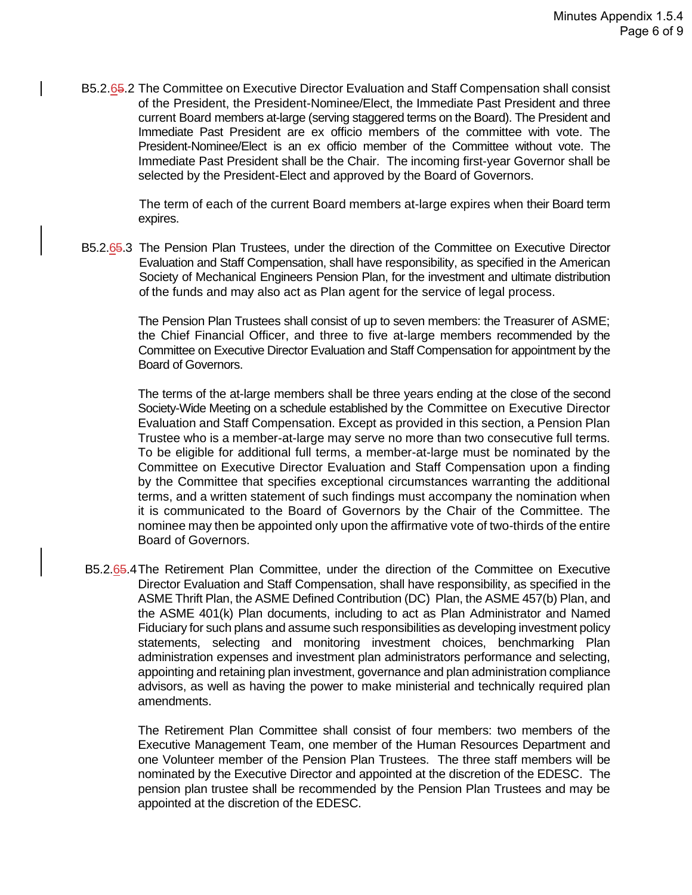B5.2.65.2 The Committee on Executive Director Evaluation and Staff Compensation shall consist of the President, the President-Nominee/Elect, the Immediate Past President and three current Board members at-large (serving staggered terms on the Board). The President and Immediate Past President are ex officio members of the committee with vote. The President-Nominee/Elect is an ex officio member of the Committee without vote. The Immediate Past President shall be the Chair. The incoming first-year Governor shall be selected by the President-Elect and approved by the Board of Governors.

The term of each of the current Board members at-large expires when their Board term expires.

B5.2.65.3 The Pension Plan Trustees, under the direction of the Committee on Executive Director Evaluation and Staff Compensation, shall have responsibility, as specified in the American Society of Mechanical Engineers Pension Plan, for the investment and ultimate distribution of the funds and may also act as Plan agent for the service of legal process.

The Pension Plan Trustees shall consist of up to seven members: the Treasurer of ASME; the Chief Financial Officer, and three to five at-large members recommended by the Committee on Executive Director Evaluation and Staff Compensation for appointment by the Board of Governors.

The terms of the at-large members shall be three years ending at the close of the second Society-Wide Meeting on a schedule established by the Committee on Executive Director Evaluation and Staff Compensation. Except as provided in this section, a Pension Plan Trustee who is a member-at-large may serve no more than two consecutive full terms. To be eligible for additional full terms, a member-at-large must be nominated by the Committee on Executive Director Evaluation and Staff Compensation upon a finding by the Committee that specifies exceptional circumstances warranting the additional terms, and a written statement of such findings must accompany the nomination when it is communicated to the Board of Governors by the Chair of the Committee. The nominee may then be appointed only upon the affirmative vote of two-thirds of the entire Board of Governors.

B5.2.65.4 The Retirement Plan Committee, under the direction of the Committee on Executive Director Evaluation and Staff Compensation, shall have responsibility, as specified in the ASME Thrift Plan, the ASME Defined Contribution (DC) Plan, the ASME 457(b) Plan, and the ASME 401(k) Plan documents, including to act as Plan Administrator and Named Fiduciary for such plans and assume such responsibilities as developing investment policy statements, selecting and monitoring investment choices, benchmarking Plan administration expenses and investment plan administrators performance and selecting, appointing and retaining plan investment, governance and plan administration compliance advisors, as well as having the power to make ministerial and technically required plan amendments.

The Retirement Plan Committee shall consist of four members: two members of the Executive Management Team, one member of the Human Resources Department and one Volunteer member of the Pension Plan Trustees. The three staff members will be nominated by the Executive Director and appointed at the discretion of the EDESC. The pension plan trustee shall be recommended by the Pension Plan Trustees and may be appointed at the discretion of the EDESC.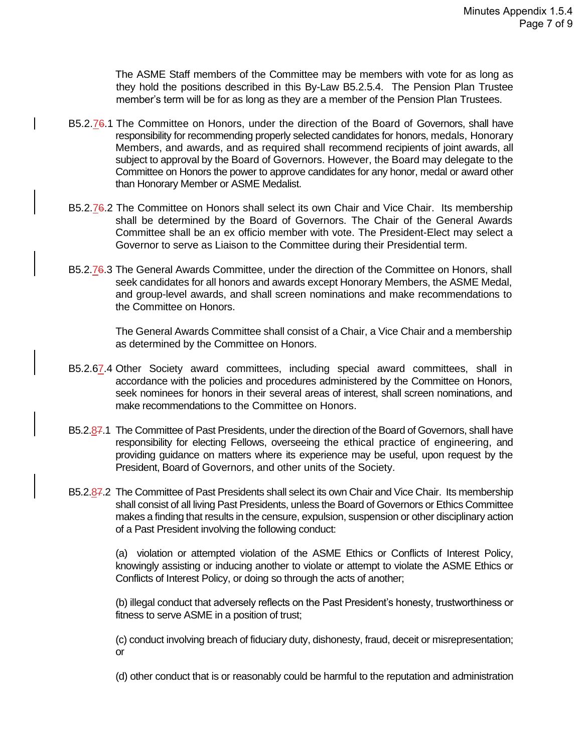The ASME Staff members of the Committee may be members with vote for as long as they hold the positions described in this By-Law B5.2.5.4. The Pension Plan Trustee member's term will be for as long as they are a member of the Pension Plan Trustees.

B5.2.7~~6~~.1 The Committee on Honors, under the direction of the Board of Governors, shall have responsibility for recommending properly selected candidates for honors, medals, Honorary Members, and awards, and as required shall recommend recipients of joint awards, all subject to approval by the Board of Governors. However, the Board may delegate to the Committee on Honors the power to approve candidates for any honor, medal or award other than Honorary Member or ASME Medalist.

B5.2.7~~6~~.2 The Committee on Honors shall select its own Chair and Vice Chair. Its membership shall be determined by the Board of Governors. The Chair of the General Awards Committee shall be an ex officio member with vote. The President-Elect may select a Governor to serve as Liaison to the Committee during their Presidential term.

B5.2.7~~6~~.3 The General Awards Committee, under the direction of the Committee on Honors, shall seek candidates for all honors and awards except Honorary Members, the ASME Medal, and group-level awards, and shall screen nominations and make recommendations to the Committee on Honors.

The General Awards Committee shall consist of a Chair, a Vice Chair and a membership as determined by the Committee on Honors.

B5.2.67.4 Other Society award committees, including special award committees, shall in accordance with the policies and procedures administered by the Committee on Honors, seek nominees for honors in their several areas of interest, shall screen nominations, and make recommendations to the Committee on Honors.

B5.2.8~~7~~.1 The Committee of Past Presidents, under the direction of the Board of Governors, shall have responsibility for electing Fellows, overseeing the ethical practice of engineering, and providing guidance on matters where its experience may be useful, upon request by the President, Board of Governors, and other units of the Society.

B5.2.8~~7~~.2 The Committee of Past Presidents shall select its own Chair and Vice Chair. Its membership shall consist of all living Past Presidents, unless the Board of Governors or Ethics Committee makes a finding that results in the censure, expulsion, suspension or other disciplinary action of a Past President involving the following conduct:

(a) violation or attempted violation of the ASME Ethics or Conflicts of Interest Policy, knowingly assisting or inducing another to violate or attempt to violate the ASME Ethics or Conflicts of Interest Policy, or doing so through the acts of another;

(b) illegal conduct that adversely reflects on the Past President's honesty, trustworthiness or fitness to serve ASME in a position of trust;

(c) conduct involving breach of fiduciary duty, dishonesty, fraud, deceit or misrepresentation; or

(d) other conduct that is or reasonably could be harmful to the reputation and administration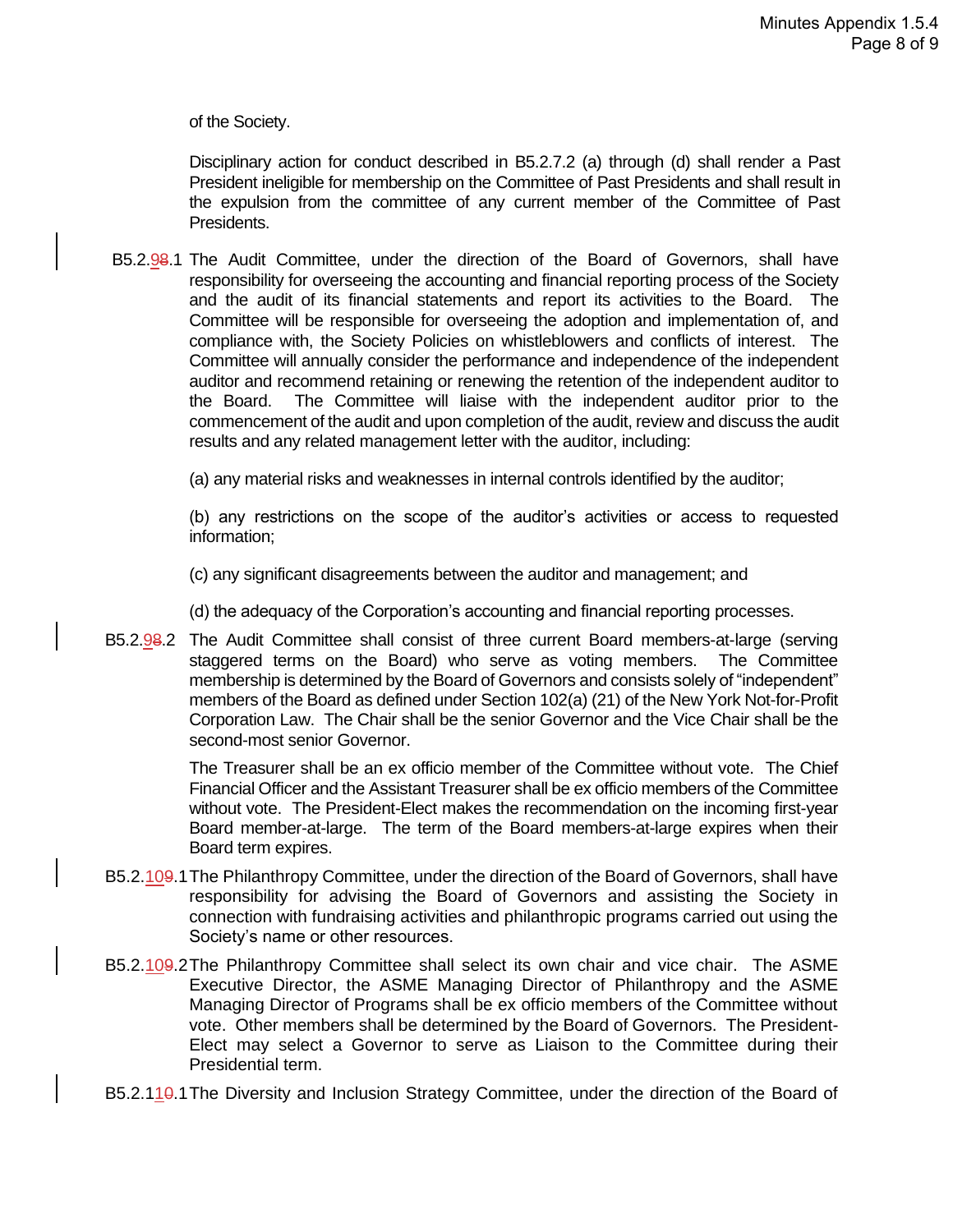of the Society.

Disciplinary action for conduct described in B5.2.7.2 (a) through (d) shall render a Past President ineligible for membership on the Committee of Past Presidents and shall result in the expulsion from the committee of any current member of the Committee of Past Presidents.

B5.2.98.1 The Audit Committee, under the direction of the Board of Governors, shall have responsibility for overseeing the accounting and financial reporting process of the Society and the audit of its financial statements and report its activities to the Board. The Committee will be responsible for overseeing the adoption and implementation of, and compliance with, the Society Policies on whistleblowers and conflicts of interest. The Committee will annually consider the performance and independence of the independent auditor and recommend retaining or renewing the retention of the independent auditor to the Board. The Committee will liaise with the independent auditor prior to the commencement of the audit and upon completion of the audit, review and discuss the audit results and any related management letter with the auditor, including:

(a) any material risks and weaknesses in internal controls identified by the auditor;

(b) any restrictions on the scope of the auditor's activities or access to requested information;

(c) any significant disagreements between the auditor and management; and

(d) the adequacy of the Corporation's accounting and financial reporting processes.

B5.2.98.2 The Audit Committee shall consist of three current Board members-at-large (serving staggered terms on the Board) who serve as voting members. The Committee membership is determined by the Board of Governors and consists solely of "independent" members of the Board as defined under Section 102(a) (21) of the New York Not-for-Profit Corporation Law. The Chair shall be the senior Governor and the Vice Chair shall be the second-most senior Governor.

The Treasurer shall be an ex officio member of the Committee without vote. The Chief Financial Officer and the Assistant Treasurer shall be ex officio members of the Committee without vote. The President-Elect makes the recommendation on the incoming first-year Board member-at-large. The term of the Board members-at-large expires when their Board term expires.

B5.2.109.1 The Philanthropy Committee, under the direction of the Board of Governors, shall have responsibility for advising the Board of Governors and assisting the Society in connection with fundraising activities and philanthropic programs carried out using the Society's name or other resources.

B5.2.109.2 The Philanthropy Committee shall select its own chair and vice chair. The ASME Executive Director, the ASME Managing Director of Philanthropy and the ASME Managing Director of Programs shall be ex officio members of the Committee without vote. Other members shall be determined by the Board of Governors. The President-Elect may select a Governor to serve as Liaison to the Committee during their Presidential term.

B5.2.110.1 The Diversity and Inclusion Strategy Committee, under the direction of the Board of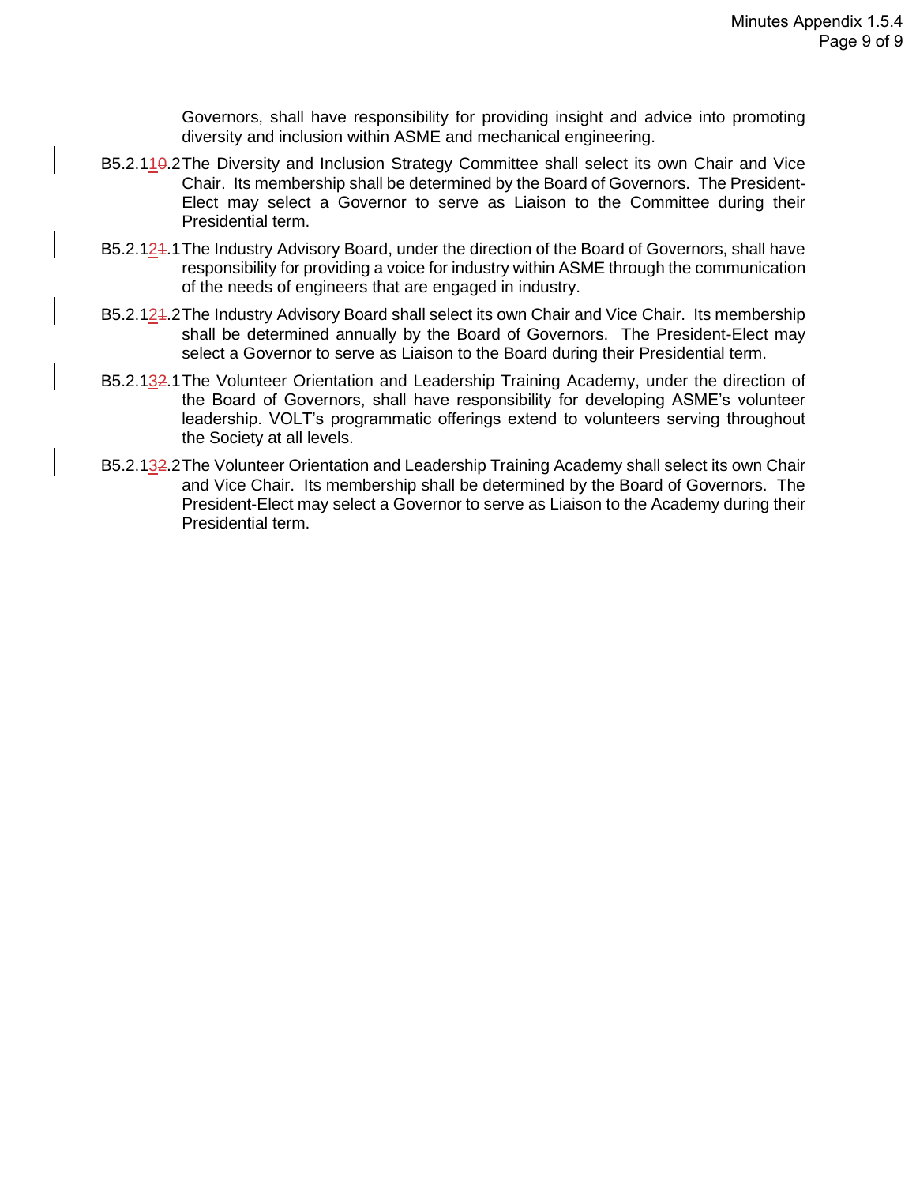Governors, shall have responsibility for providing insight and advice into promoting diversity and inclusion within ASME and mechanical engineering.

B5.2.11~~0~~.2 The Diversity and Inclusion Strategy Committee shall select its own Chair and Vice Chair. Its membership shall be determined by the Board of Governors. The President-Elect may select a Governor to serve as Liaison to the Committee during their Presidential term.

B5.2.12~~1~~.1 The Industry Advisory Board, under the direction of the Board of Governors, shall have responsibility for providing a voice for industry within ASME through the communication of the needs of engineers that are engaged in industry.

B5.2.12~~1~~.2 The Industry Advisory Board shall select its own Chair and Vice Chair. Its membership shall be determined annually by the Board of Governors. The President-Elect may select a Governor to serve as Liaison to the Board during their Presidential term.

B5.2.13~~2~~.1 The Volunteer Orientation and Leadership Training Academy, under the direction of the Board of Governors, shall have responsibility for developing ASME's volunteer leadership. VOLT's programmatic offerings extend to volunteers serving throughout the Society at all levels.

B5.2.13~~2~~.2 The Volunteer Orientation and Leadership Training Academy shall select its own Chair and Vice Chair. Its membership shall be determined by the Board of Governors. The President-Elect may select a Governor to serve as Liaison to the Academy during their Presidential term.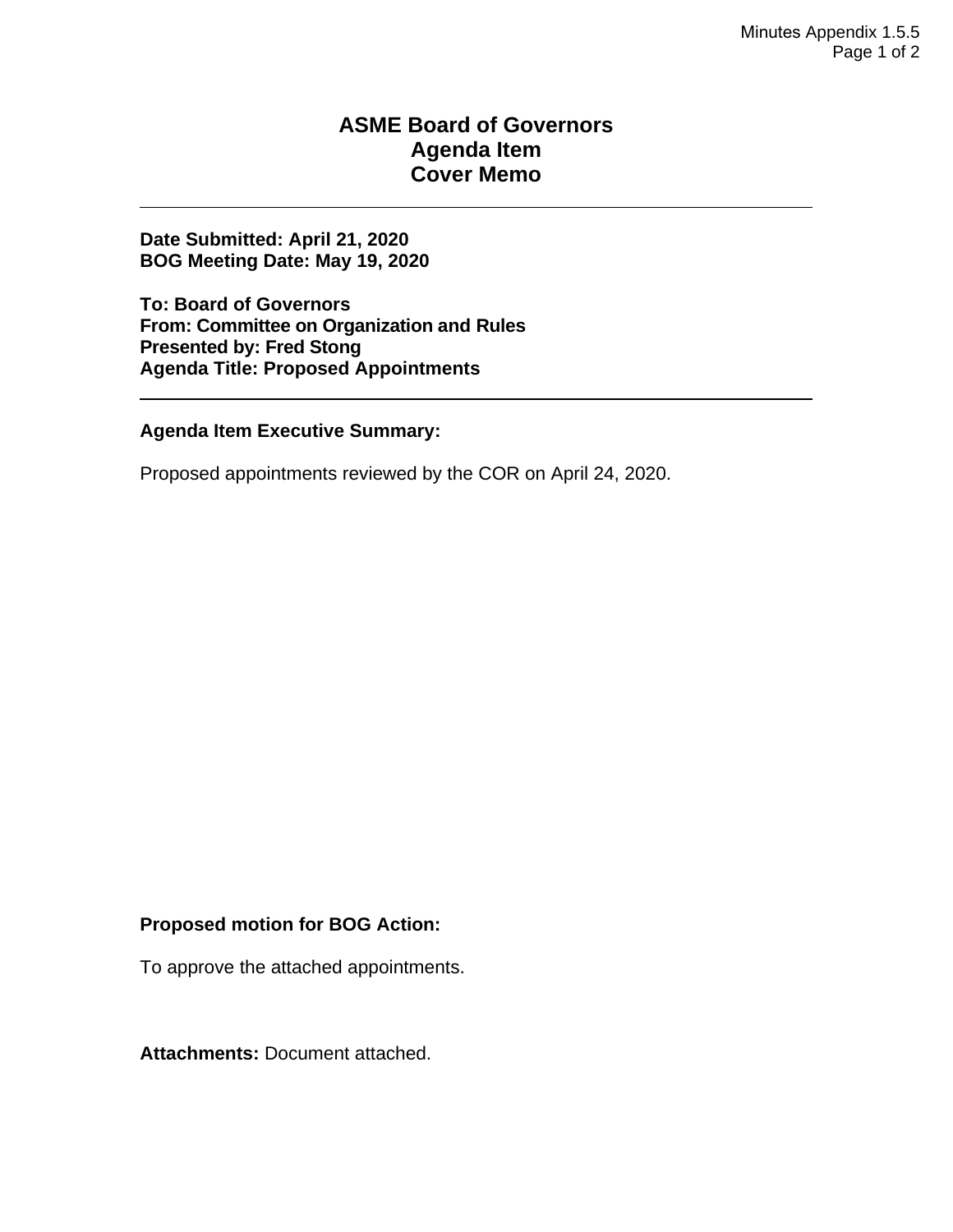# ASME Board of Governors
# Agenda Item
# Cover Memo

---

**Date Submitted: April 21, 2020**
**BOG Meeting Date: May 19, 2020**

**To: Board of Governors**
**From: Committee on Organization and Rules**
**Presented by: Fred Stong**
**Agenda Title: Proposed Appointments**

---

**Agenda Item Executive Summary:**

Proposed appointments reviewed by the COR on April 24, 2020.

**Proposed motion for BOG Action:**

To approve the attached appointments.

**Attachments:** Document attached.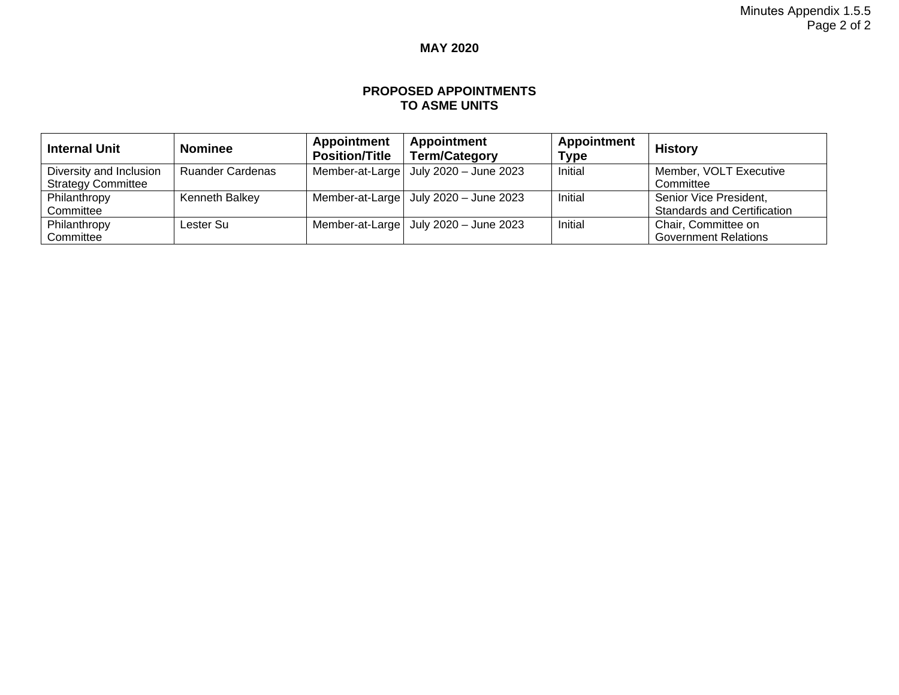**MAY 2020**

**PROPOSED APPOINTMENTS TO ASME UNITS**

| Internal Unit | Nominee | Appointment Position/Title | Appointment Term/Category | Appointment Type | History |
|---|---|---|---|---|---|
| Diversity and Inclusion Strategy Committee | Ruander Cardenas | Member-at-Large | July 2020 – June 2023 | Initial | Member, VOLT Executive Committee |
| Philanthropy Committee | Kenneth Balkey | Member-at-Large | July 2020 – June 2023 | Initial | Senior Vice President, Standards and Certification |
| Philanthropy Committee | Lester Su | Member-at-Large | July 2020 – June 2023 | Initial | Chair, Committee on Government Relations |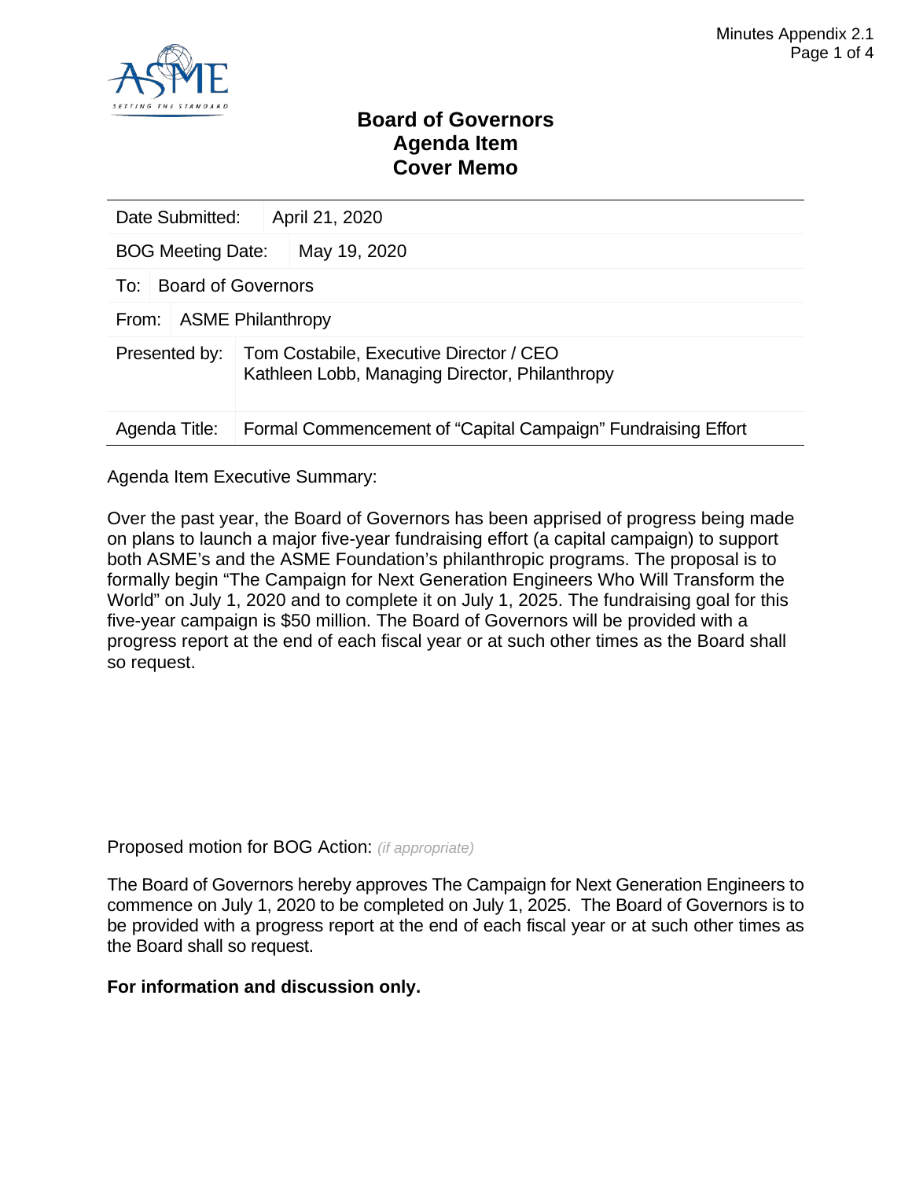# Board of Governors Agenda Item Cover Memo

| | |
|---|---|
| Date Submitted: | April 21, 2020 |
| BOG Meeting Date: | May 19, 2020 |
| To: | Board of Governors |
| From: | ASME Philanthropy |
| Presented by: | Tom Costabile, Executive Director / CEO<br>Kathleen Lobb, Managing Director, Philanthropy |
| Agenda Title: | Formal Commencement of "Capital Campaign" Fundraising Effort |

Agenda Item Executive Summary:

Over the past year, the Board of Governors has been apprised of progress being made on plans to launch a major five-year fundraising effort (a capital campaign) to support both ASME's and the ASME Foundation's philanthropic programs. The proposal is to formally begin "The Campaign for Next Generation Engineers Who Will Transform the World" on July 1, 2020 and to complete it on July 1, 2025. The fundraising goal for this five-year campaign is $50 million. The Board of Governors will be provided with a progress report at the end of each fiscal year or at such other times as the Board shall so request.

Proposed motion for BOG Action: *(if appropriate)*

The Board of Governors hereby approves The Campaign for Next Generation Engineers to commence on July 1, 2020 to be completed on July 1, 2025. The Board of Governors is to be provided with a progress report at the end of each fiscal year or at such other times as the Board shall so request.

**For information and discussion only.**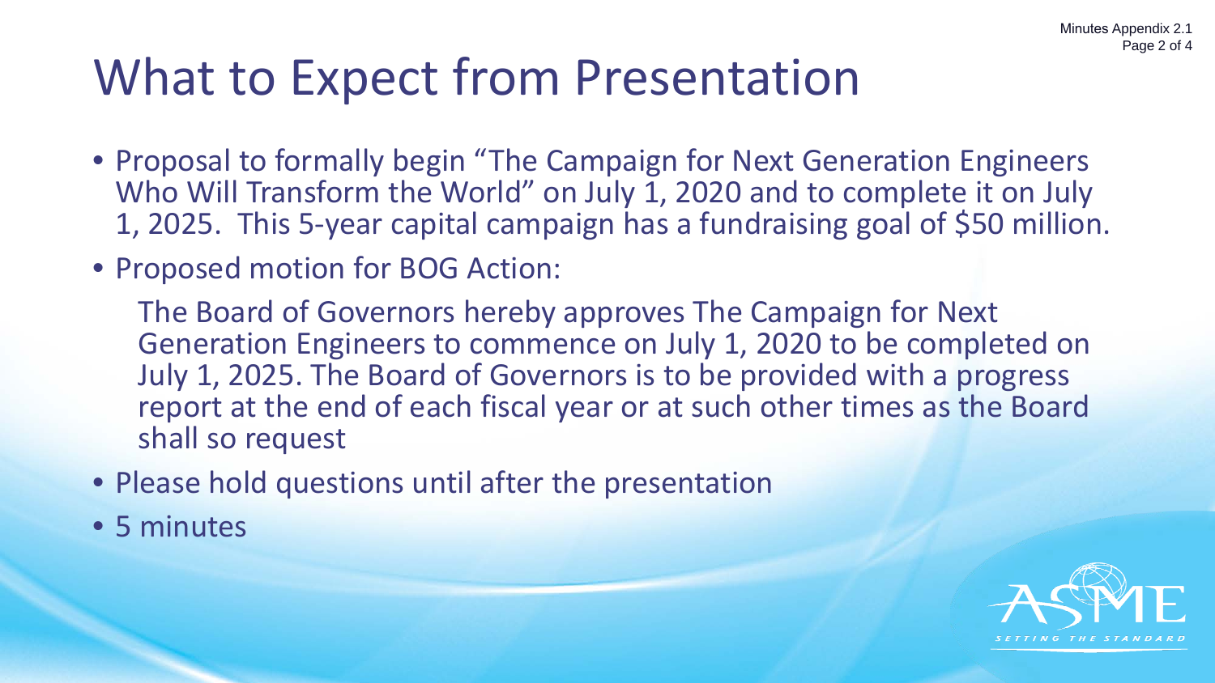# What to Expect from Presentation

- Proposal to formally begin “The Campaign for Next Generation Engineers Who Will Transform the World” on July 1, 2020 and to complete it on July 1, 2025. This 5-year capital campaign has a fundraising goal of $50 million.
- Proposed motion for BOG Action:

  The Board of Governors hereby approves The Campaign for Next Generation Engineers to commence on July 1, 2020 to be completed on July 1, 2025. The Board of Governors is to be provided with a progress report at the end of each fiscal year or at such other times as the Board shall so request

- Please hold questions until after the presentation
- 5 minutes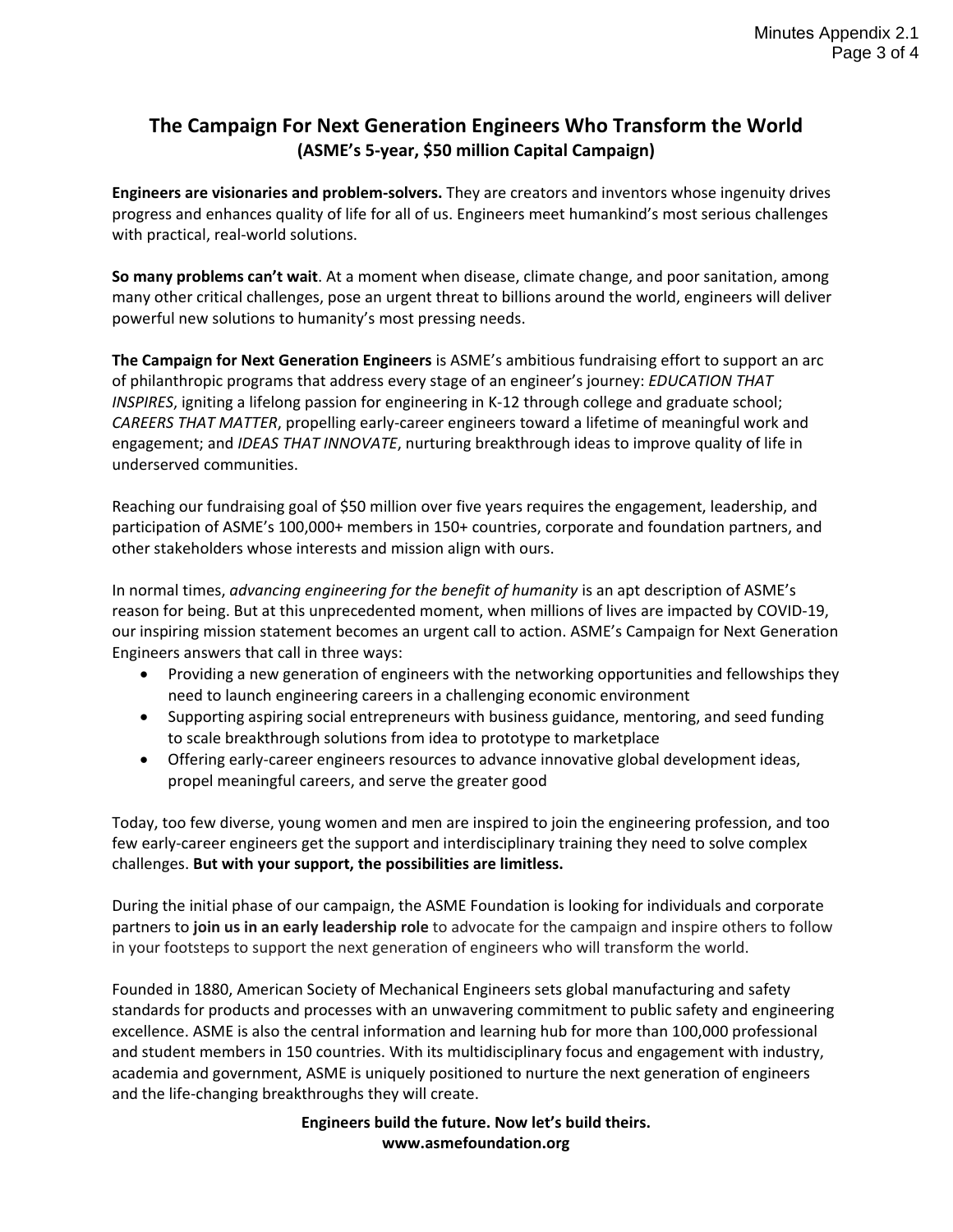## The Campaign For Next Generation Engineers Who Transform the World
### (ASME's 5-year, $50 million Capital Campaign)

**Engineers are visionaries and problem-solvers.** They are creators and inventors whose ingenuity drives progress and enhances quality of life for all of us. Engineers meet humankind's most serious challenges with practical, real-world solutions.

**So many problems can't wait**. At a moment when disease, climate change, and poor sanitation, among many other critical challenges, pose an urgent threat to billions around the world, engineers will deliver powerful new solutions to humanity's most pressing needs.

**The Campaign for Next Generation Engineers** is ASME's ambitious fundraising effort to support an arc of philanthropic programs that address every stage of an engineer's journey: *EDUCATION THAT INSPIRES*, igniting a lifelong passion for engineering in K-12 through college and graduate school; *CAREERS THAT MATTER*, propelling early-career engineers toward a lifetime of meaningful work and engagement; and *IDEAS THAT INNOVATE*, nurturing breakthrough ideas to improve quality of life in underserved communities.

Reaching our fundraising goal of $50 million over five years requires the engagement, leadership, and participation of ASME's 100,000+ members in 150+ countries, corporate and foundation partners, and other stakeholders whose interests and mission align with ours.

In normal times, *advancing engineering for the benefit of humanity* is an apt description of ASME's reason for being. But at this unprecedented moment, when millions of lives are impacted by COVID-19, our inspiring mission statement becomes an urgent call to action. ASME's Campaign for Next Generation Engineers answers that call in three ways:

- Providing a new generation of engineers with the networking opportunities and fellowships they need to launch engineering careers in a challenging economic environment
- Supporting aspiring social entrepreneurs with business guidance, mentoring, and seed funding to scale breakthrough solutions from idea to prototype to marketplace
- Offering early-career engineers resources to advance innovative global development ideas, propel meaningful careers, and serve the greater good

Today, too few diverse, young women and men are inspired to join the engineering profession, and too few early-career engineers get the support and interdisciplinary training they need to solve complex challenges. **But with your support, the possibilities are limitless.**

During the initial phase of our campaign, the ASME Foundation is looking for individuals and corporate partners to **join us in an early leadership role** to advocate for the campaign and inspire others to follow in your footsteps to support the next generation of engineers who will transform the world.

Founded in 1880, American Society of Mechanical Engineers sets global manufacturing and safety standards for products and processes with an unwavering commitment to public safety and engineering excellence. ASME is also the central information and learning hub for more than 100,000 professional and student members in 150 countries. With its multidisciplinary focus and engagement with industry, academia and government, ASME is uniquely positioned to nurture the next generation of engineers and the life-changing breakthroughs they will create.

**Engineers build the future. Now let's build theirs.**
**www.asmefoundation.org**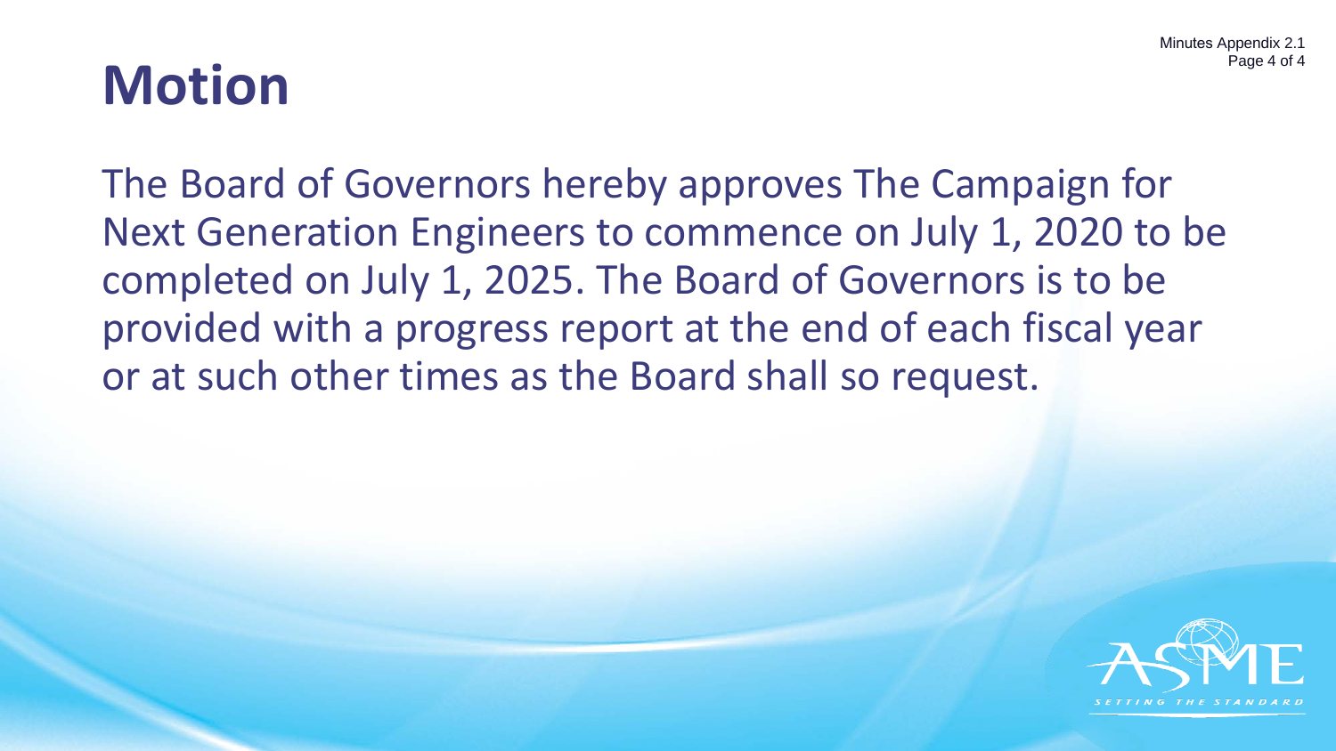# Motion

The Board of Governors hereby approves The Campaign for Next Generation Engineers to commence on July 1, 2020 to be completed on July 1, 2025. The Board of Governors is to be provided with a progress report at the end of each fiscal year or at such other times as the Board shall so request.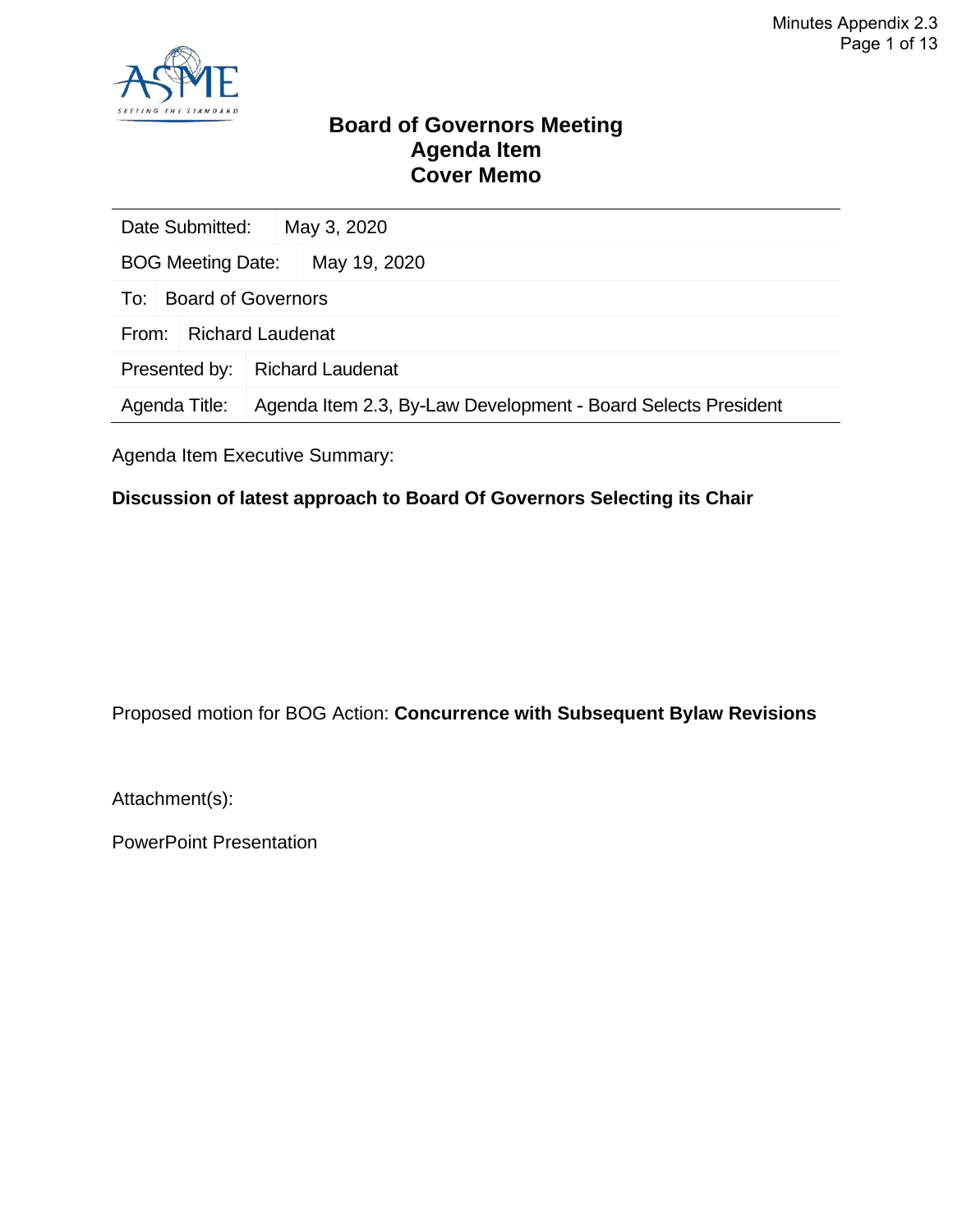# Board of Governors Meeting
# Agenda Item
# Cover Memo

| | |
|---|---|
| Date Submitted: | May 3, 2020 |
| BOG Meeting Date: | May 19, 2020 |
| To: | Board of Governors |
| From: | Richard Laudenat |
| Presented by: | Richard Laudenat |
| Agenda Title: | Agenda Item 2.3, By-Law Development - Board Selects President |

Agenda Item Executive Summary:

**Discussion of latest approach to Board Of Governors Selecting its Chair**

Proposed motion for BOG Action: **Concurrence with Subsequent Bylaw Revisions**

Attachment(s):

PowerPoint Presentation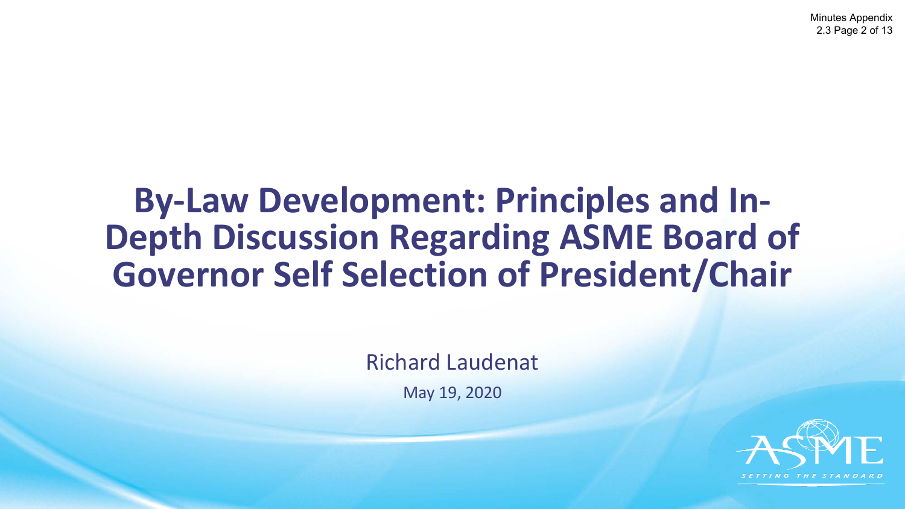# By-Law Development: Principles and In-Depth Discussion Regarding ASME Board of Governor Self Selection of President/Chair

Richard Laudenat

May 19, 2020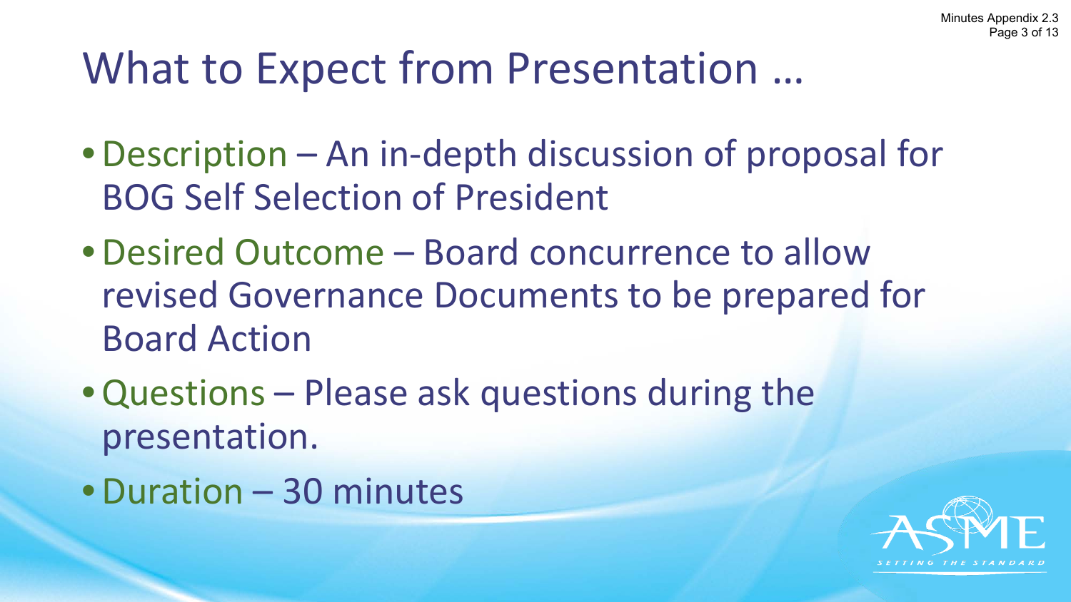# What to Expect from Presentation …

- Description – An in-depth discussion of proposal for BOG Self Selection of President
- Desired Outcome – Board concurrence to allow revised Governance Documents to be prepared for Board Action
- Questions – Please ask questions during the presentation.
- Duration – 30 minutes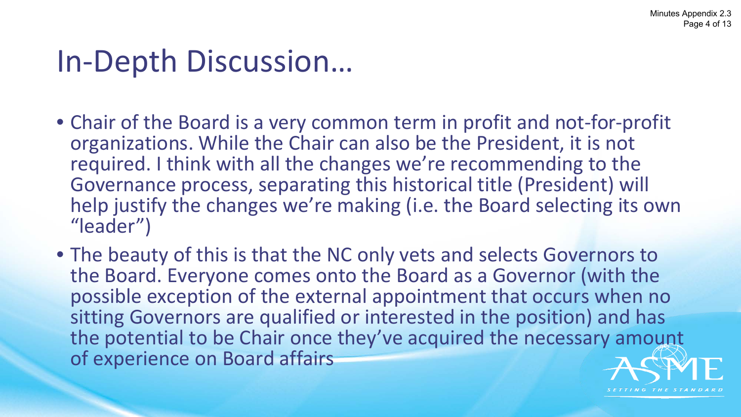# In-Depth Discussion…

- Chair of the Board is a very common term in profit and not-for-profit organizations. While the Chair can also be the President, it is not required. I think with all the changes we're recommending to the Governance process, separating this historical title (President) will help justify the changes we're making (i.e. the Board selecting its own "leader")
- The beauty of this is that the NC only vets and selects Governors to the Board. Everyone comes onto the Board as a Governor (with the possible exception of the external appointment that occurs when no sitting Governors are qualified or interested in the position) and has the potential to be Chair once they've acquired the necessary amount of experience on Board affairs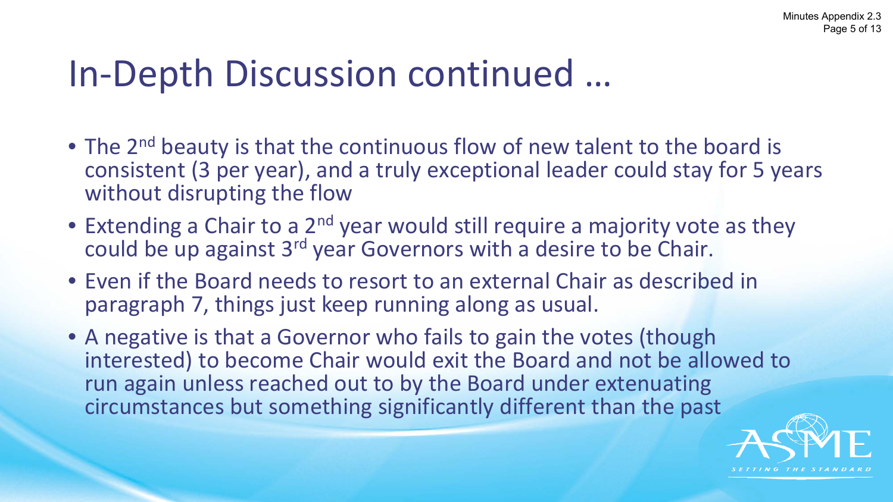# In-Depth Discussion continued …

- The 2nd beauty is that the continuous flow of new talent to the board is consistent (3 per year), and a truly exceptional leader could stay for 5 years without disrupting the flow
- Extending a Chair to a 2nd year would still require a majority vote as they could be up against 3rd year Governors with a desire to be Chair.
- Even if the Board needs to resort to an external Chair as described in paragraph 7, things just keep running along as usual.
- A negative is that a Governor who fails to gain the votes (though interested) to become Chair would exit the Board and not be allowed to run again unless reached out to by the Board under extenuating circumstances but something significantly different than the past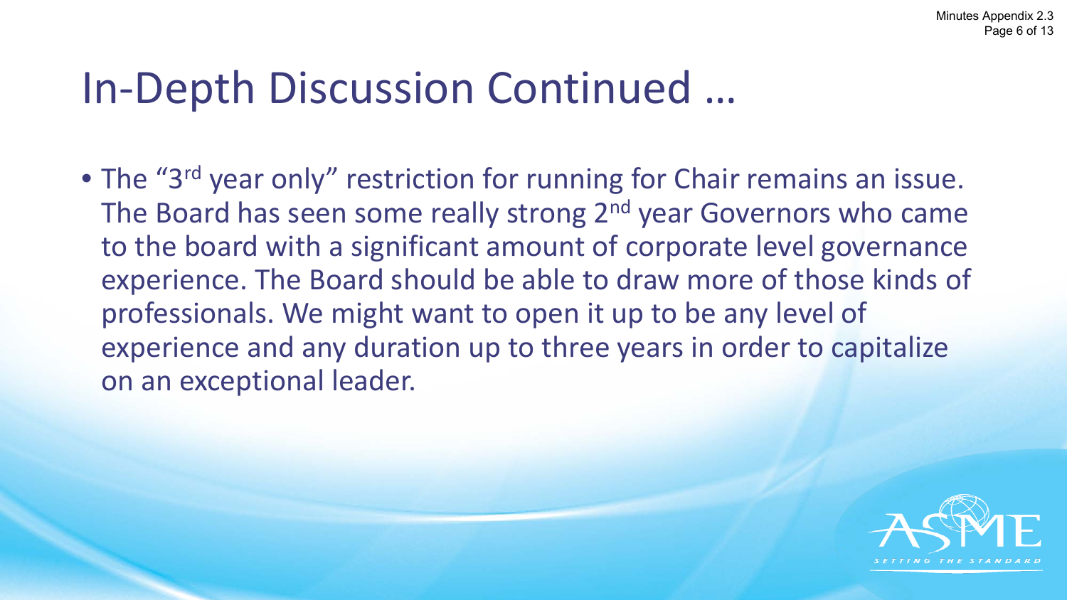# In-Depth Discussion Continued …

- The "3rd year only" restriction for running for Chair remains an issue. The Board has seen some really strong 2nd year Governors who came to the board with a significant amount of corporate level governance experience. The Board should be able to draw more of those kinds of professionals. We might want to open it up to be any level of experience and any duration up to three years in order to capitalize on an exceptional leader.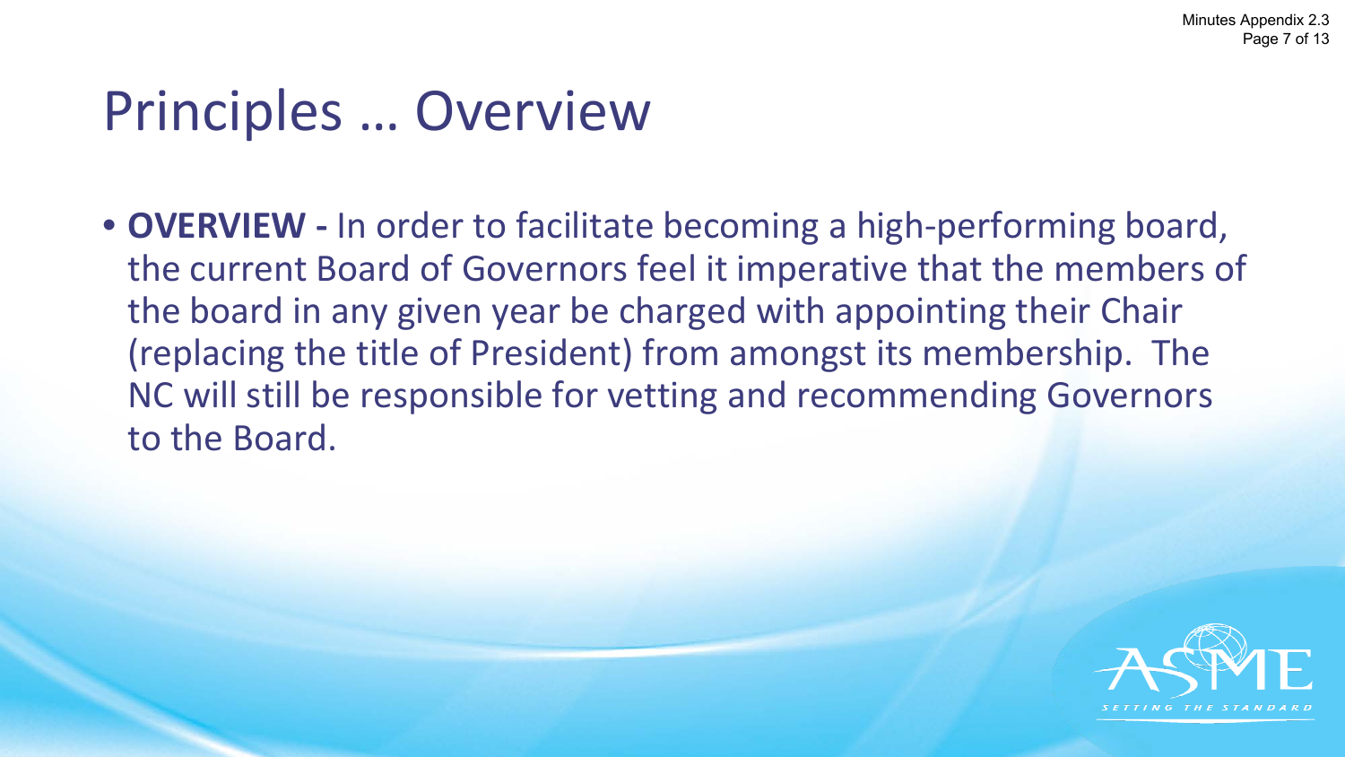# Principles … Overview

- **OVERVIEW -** In order to facilitate becoming a high-performing board, the current Board of Governors feel it imperative that the members of the board in any given year be charged with appointing their Chair (replacing the title of President) from amongst its membership. The NC will still be responsible for vetting and recommending Governors to the Board.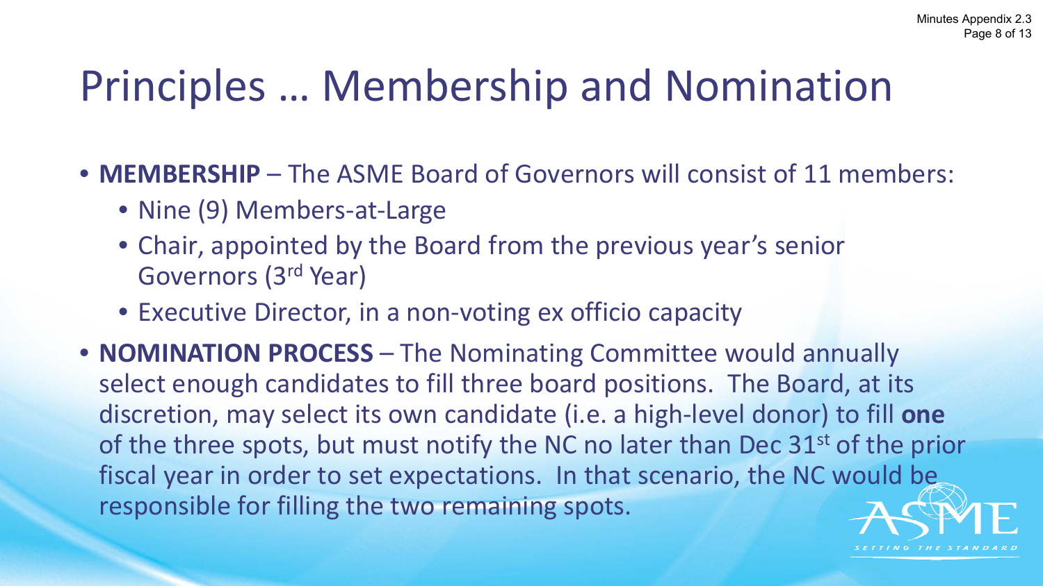# Principles … Membership and Nomination

- **MEMBERSHIP** – The ASME Board of Governors will consist of 11 members:
  - Nine (9) Members-at-Large
  - Chair, appointed by the Board from the previous year's senior Governors (3rd Year)
  - Executive Director, in a non-voting ex officio capacity
- **NOMINATION PROCESS** – The Nominating Committee would annually select enough candidates to fill three board positions. The Board, at its discretion, may select its own candidate (i.e. a high-level donor) to fill **one** of the three spots, but must notify the NC no later than Dec 31st of the prior fiscal year in order to set expectations. In that scenario, the NC would be responsible for filling the two remaining spots.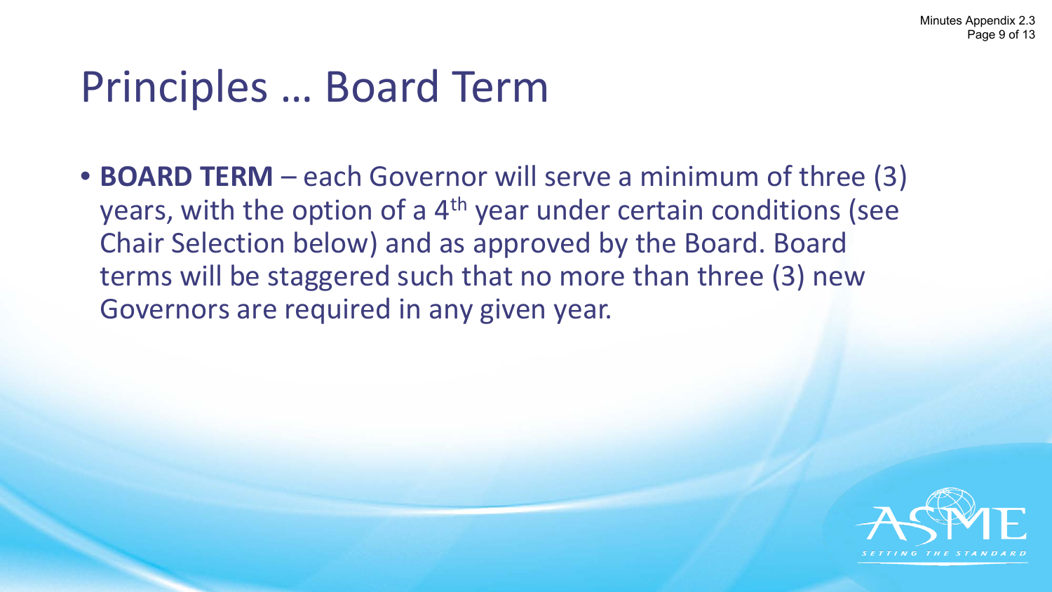# Principles … Board Term

- **BOARD TERM** – each Governor will serve a minimum of three (3) years, with the option of a 4th year under certain conditions (see Chair Selection below) and as approved by the Board. Board terms will be staggered such that no more than three (3) new Governors are required in any given year.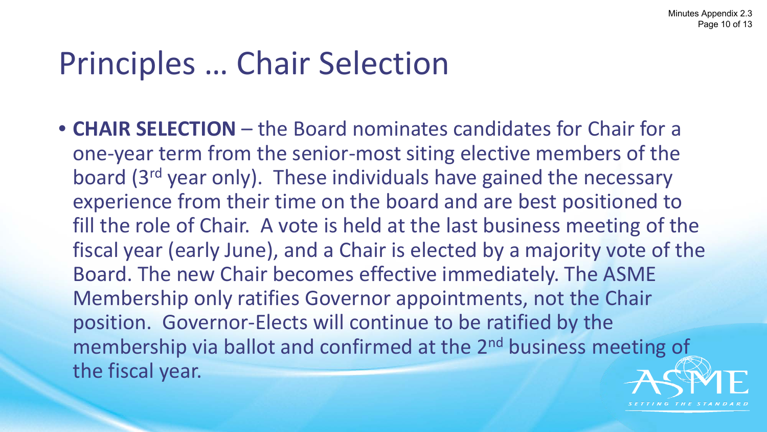# Principles … Chair Selection

- **CHAIR SELECTION** – the Board nominates candidates for Chair for a one-year term from the senior-most siting elective members of the board (3rd year only). These individuals have gained the necessary experience from their time on the board and are best positioned to fill the role of Chair. A vote is held at the last business meeting of the fiscal year (early June), and a Chair is elected by a majority vote of the Board. The new Chair becomes effective immediately. The ASME Membership only ratifies Governor appointments, not the Chair position. Governor-Elects will continue to be ratified by the membership via ballot and confirmed at the 2nd business meeting of the fiscal year.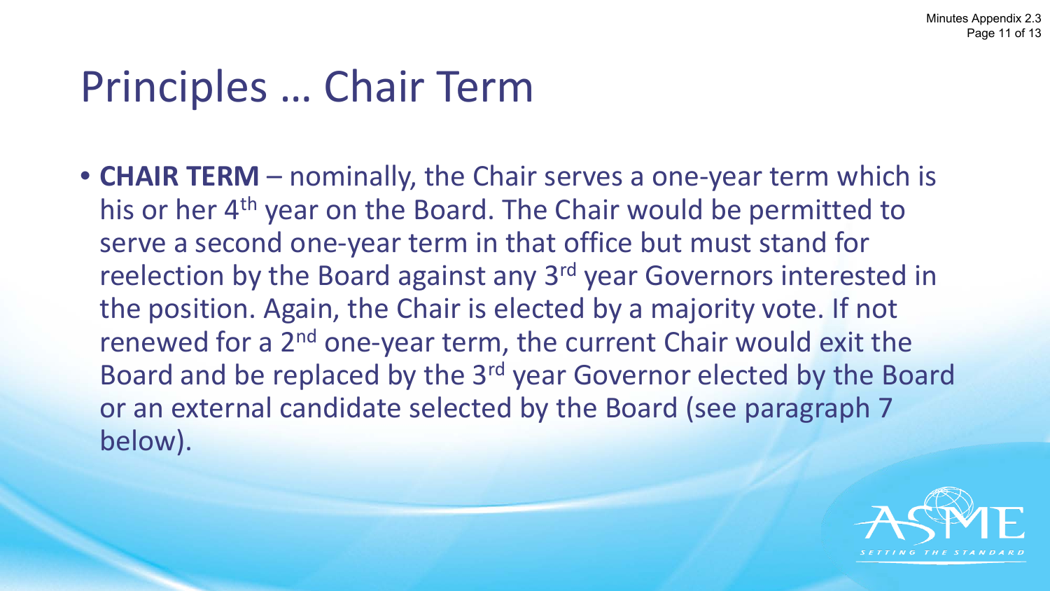# Principles … Chair Term

- **CHAIR TERM** – nominally, the Chair serves a one-year term which is his or her 4th year on the Board. The Chair would be permitted to serve a second one-year term in that office but must stand for reelection by the Board against any 3rd year Governors interested in the position. Again, the Chair is elected by a majority vote. If not renewed for a 2nd one-year term, the current Chair would exit the Board and be replaced by the 3rd year Governor elected by the Board or an external candidate selected by the Board (see paragraph 7 below).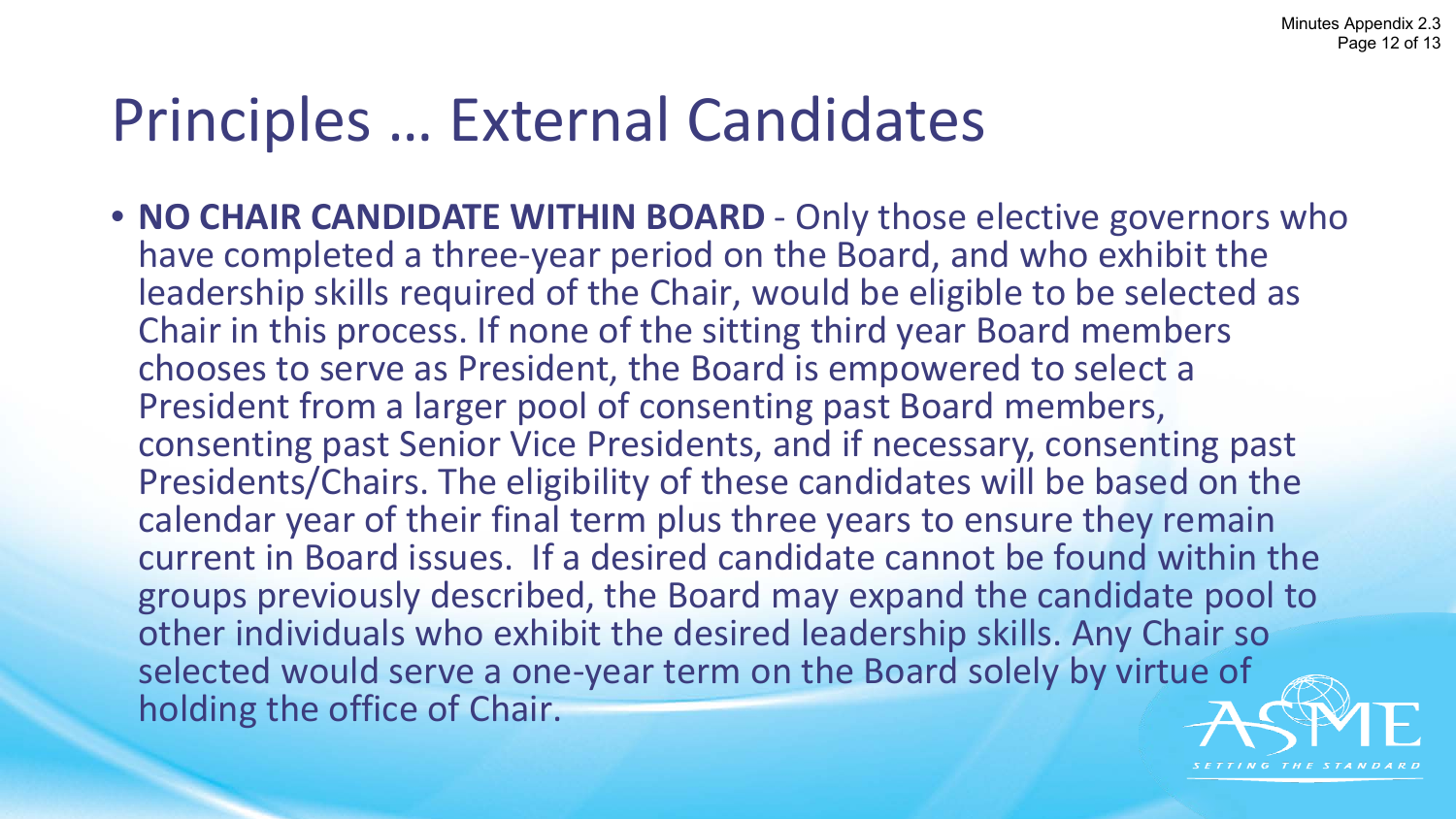# Principles … External Candidates

- **NO CHAIR CANDIDATE WITHIN BOARD** - Only those elective governors who have completed a three-year period on the Board, and who exhibit the leadership skills required of the Chair, would be eligible to be selected as Chair in this process. If none of the sitting third year Board members chooses to serve as President, the Board is empowered to select a President from a larger pool of consenting past Board members, consenting past Senior Vice Presidents, and if necessary, consenting past Presidents/Chairs. The eligibility of these candidates will be based on the calendar year of their final term plus three years to ensure they remain current in Board issues. If a desired candidate cannot be found within the groups previously described, the Board may expand the candidate pool to other individuals who exhibit the desired leadership skills. Any Chair so selected would serve a one-year term on the Board solely by virtue of holding the office of Chair.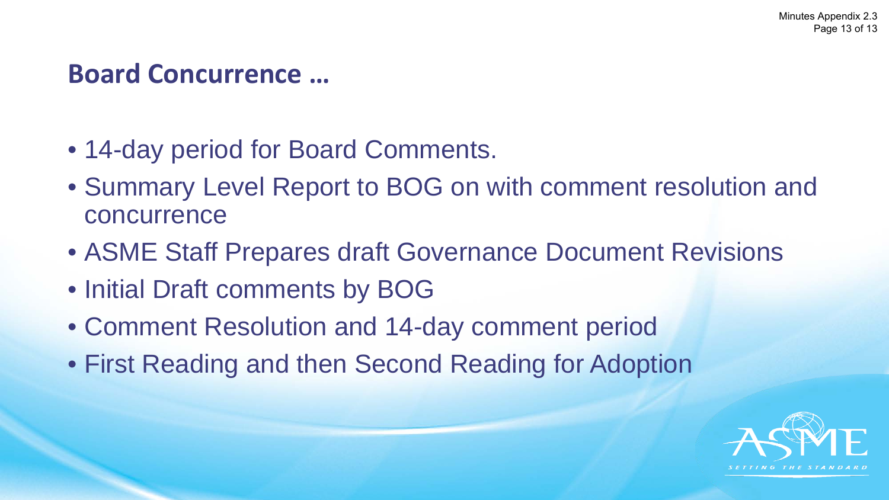## Board Concurrence …

- 14-day period for Board Comments.
- Summary Level Report to BOG on with comment resolution and concurrence
- ASME Staff Prepares draft Governance Document Revisions
- Initial Draft comments by BOG
- Comment Resolution and 14-day comment period
- First Reading and then Second Reading for Adoption